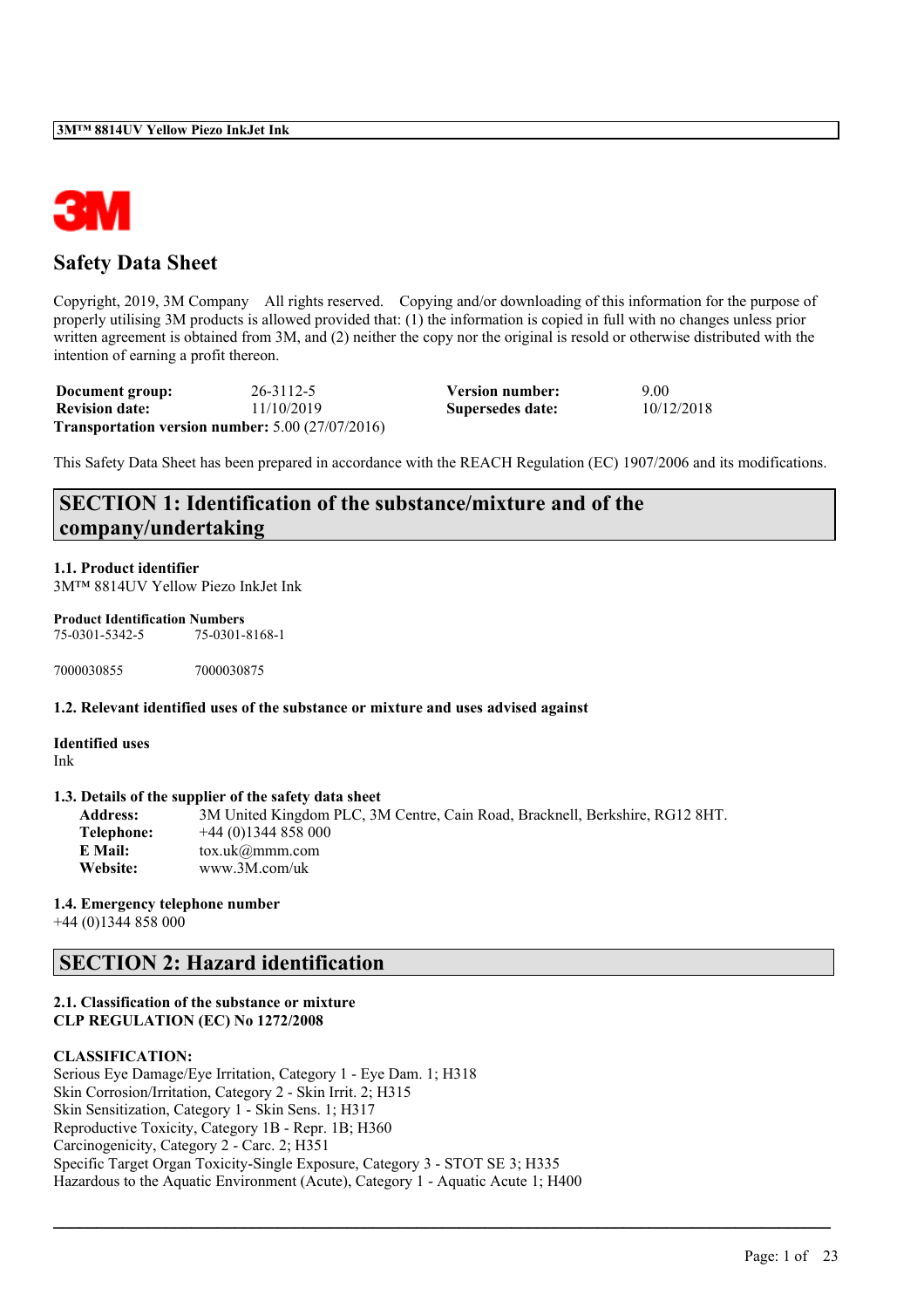# Safety Data Sheet

Copyright, 2019, 3M Company  All rights reserved.  Copying and/or downloading of this information for the purpose of properly utilising 3M products is allowed provided that: (1) the information is copied in full with no changes unless prior written agreement is obtained from 3M, and (2) neither the copy nor the original is resold or otherwise distributed with the intention of earning a profit thereon.

| | | | |
|---|---|---|---|
| **Document group:** | 26-3112-5 | **Version number:** | 9.00 |
| **Revision date:** | 11/10/2019 | **Supersedes date:** | 10/12/2018 |

**Transportation version number:** 5.00 (27/07/2016)

This Safety Data Sheet has been prepared in accordance with the REACH Regulation (EC) 1907/2006 and its modifications.

## SECTION 1: Identification of the substance/mixture and of the company/undertaking

### 1.1. Product identifier

3M™ 8814UV Yellow Piezo InkJet Ink

**Product Identification Numbers**

75-0301-5342-5  75-0301-8168-1

7000030855  7000030875

### 1.2. Relevant identified uses of the substance or mixture and uses advised against

**Identified uses**

Ink

### 1.3. Details of the supplier of the safety data sheet

**Address:** 3M United Kingdom PLC, 3M Centre, Cain Road, Bracknell, Berkshire, RG12 8HT.
**Telephone:** +44 (0)1344 858 000
**E Mail:** tox.uk@mmm.com
**Website:** www.3M.com/uk

### 1.4. Emergency telephone number

+44 (0)1344 858 000

## SECTION 2: Hazard identification

### 2.1. Classification of the substance or mixture

**CLP REGULATION (EC) No 1272/2008**

**CLASSIFICATION:**

Serious Eye Damage/Eye Irritation, Category 1 - Eye Dam. 1; H318
Skin Corrosion/Irritation, Category 2 - Skin Irrit. 2; H315
Skin Sensitization, Category 1 - Skin Sens. 1; H317
Reproductive Toxicity, Category 1B - Repr. 1B; H360
Carcinogenicity, Category 2 - Carc. 2; H351
Specific Target Organ Toxicity-Single Exposure, Category 3 - STOT SE 3; H335
Hazardous to the Aquatic Environment (Acute), Category 1 - Aquatic Acute 1; H400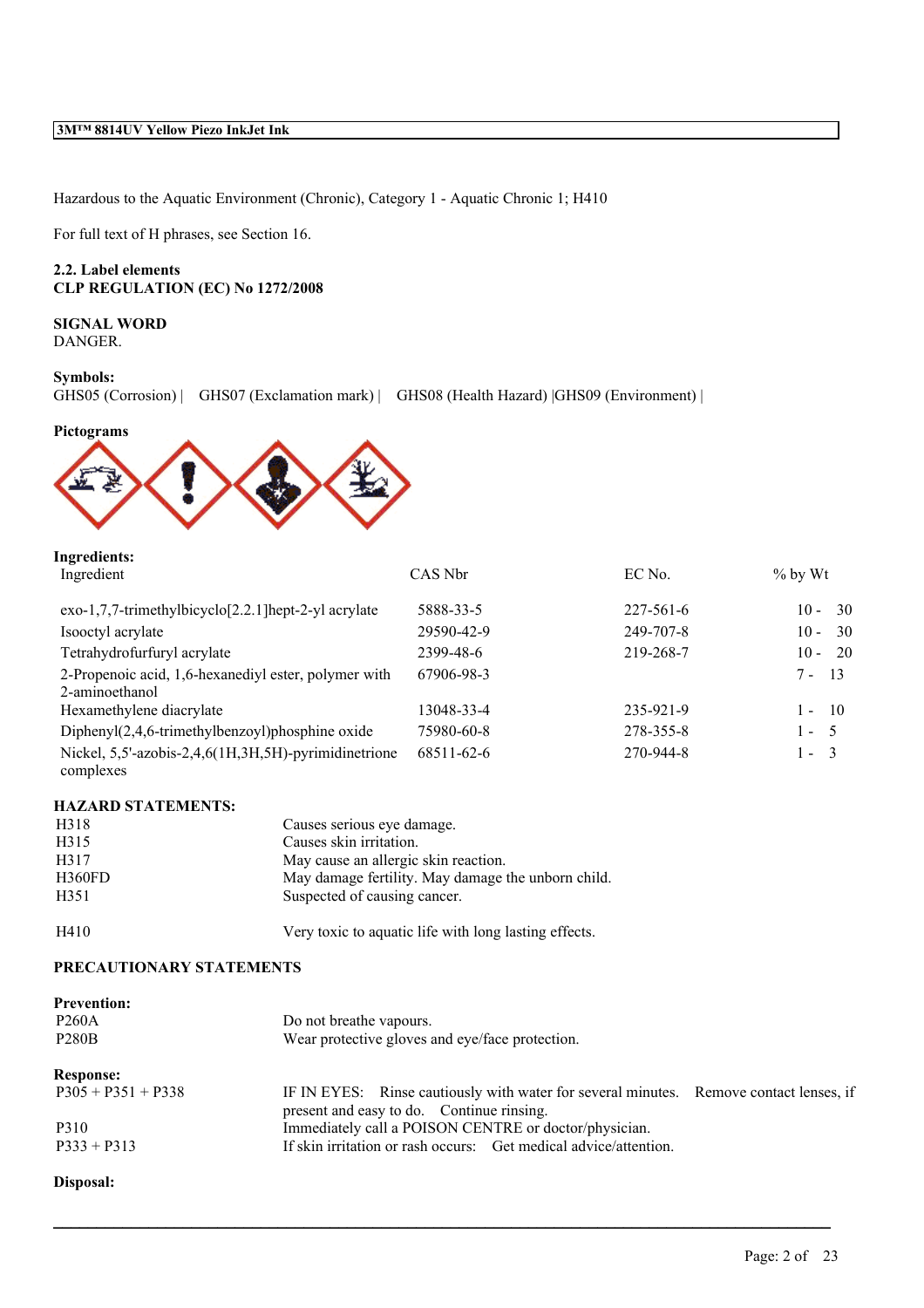Hazardous to the Aquatic Environment (Chronic), Category 1 - Aquatic Chronic 1; H410

For full text of H phrases, see Section 16.

**2.2. Label elements**
**CLP REGULATION (EC) No 1272/2008**

**SIGNAL WORD**
DANGER.

**Symbols:**
GHS05 (Corrosion) | GHS07 (Exclamation mark) | GHS08 (Health Hazard) |GHS09 (Environment) |

**Pictograms**

**Ingredients:**

| Ingredient | CAS Nbr | EC No. | % by Wt |
|---|---|---|---|
| exo-1,7,7-trimethylbicyclo[2.2.1]hept-2-yl acrylate | 5888-33-5 | 227-561-6 | 10 - 30 |
| Isooctyl acrylate | 29590-42-9 | 249-707-8 | 10 - 30 |
| Tetrahydrofurfuryl acrylate | 2399-48-6 | 219-268-7 | 10 - 20 |
| 2-Propenoic acid, 1,6-hexanediyl ester, polymer with 2-aminoethanol | 67906-98-3 | | 7 - 13 |
| Hexamethylene diacrylate | 13048-33-4 | 235-921-9 | 1 - 10 |
| Diphenyl(2,4,6-trimethylbenzoyl)phosphine oxide | 75980-60-8 | 278-355-8 | 1 - 5 |
| Nickel, 5,5'-azobis-2,4,6(1H,3H,5H)-pyrimidinetrione complexes | 68511-62-6 | 270-944-8 | 1 - 3 |

**HAZARD STATEMENTS:**

| | |
|---|---|
| H318 | Causes serious eye damage. |
| H315 | Causes skin irritation. |
| H317 | May cause an allergic skin reaction. |
| H360FD | May damage fertility. May damage the unborn child. |
| H351 | Suspected of causing cancer. |
| H410 | Very toxic to aquatic life with long lasting effects. |

**PRECAUTIONARY STATEMENTS**

**Prevention:**

| | |
|---|---|
| P260A | Do not breathe vapours. |
| P280B | Wear protective gloves and eye/face protection. |

**Response:**

| | |
|---|---|
| P305 + P351 + P338 | IF IN EYES: Rinse cautiously with water for several minutes. Remove contact lenses, if present and easy to do. Continue rinsing. |
| P310 | Immediately call a POISON CENTRE or doctor/physician. |
| P333 + P313 | If skin irritation or rash occurs: Get medical advice/attention. |

**Disposal:**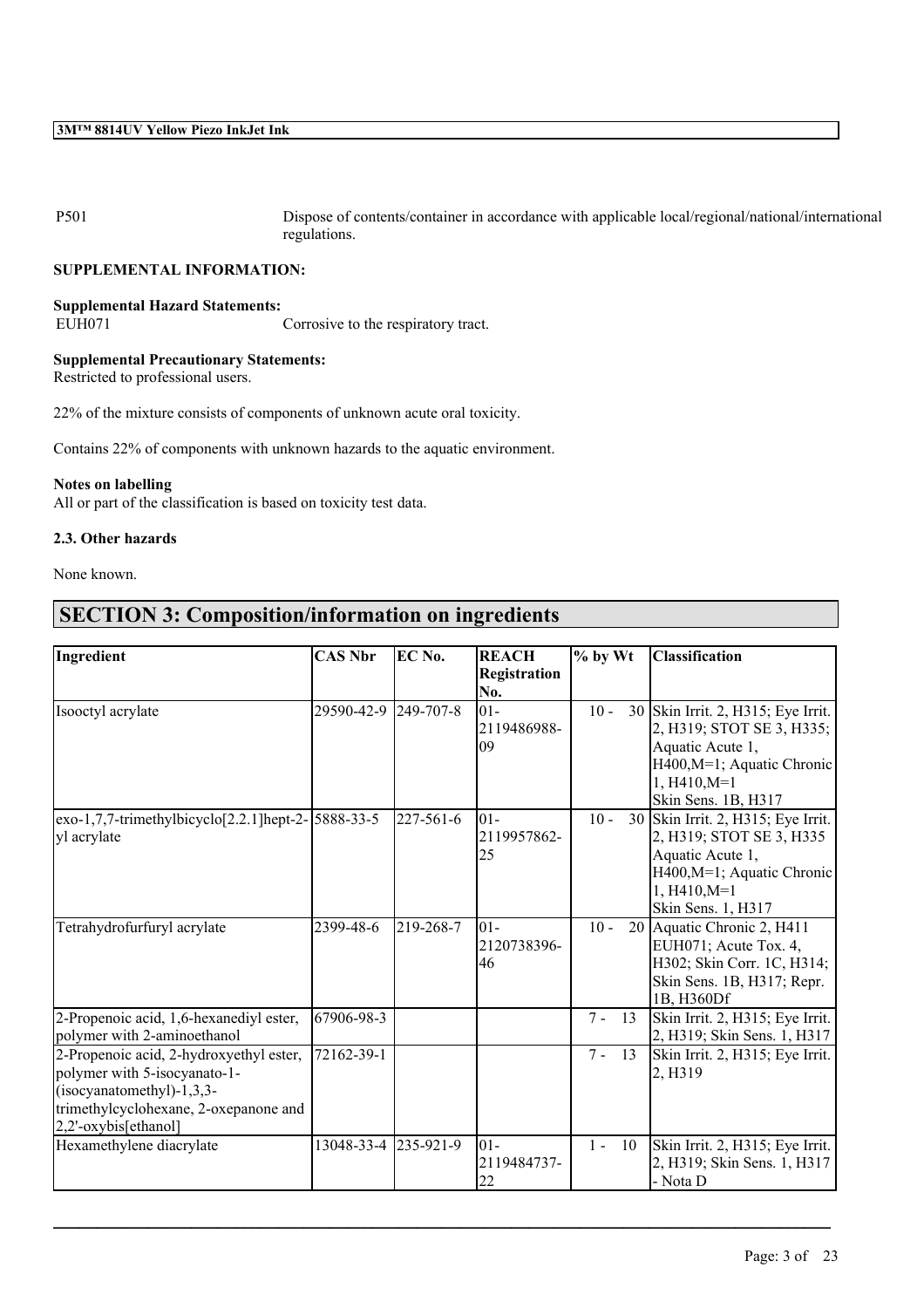| P501 | Dispose of contents/container in accordance with applicable local/regional/national/international regulations. |
|---|---|

**SUPPLEMENTAL INFORMATION:**

**Supplemental Hazard Statements:**

EUH071 Corrosive to the respiratory tract.

**Supplemental Precautionary Statements:**

Restricted to professional users.

22% of the mixture consists of components of unknown acute oral toxicity.

Contains 22% of components with unknown hazards to the aquatic environment.

**Notes on labelling**

All or part of the classification is based on toxicity test data.

**2.3. Other hazards**

None known.

## SECTION 3: Composition/information on ingredients

| Ingredient | CAS Nbr | EC No. | REACH Registration No. | % by Wt | Classification |
|---|---|---|---|---|---|
| Isooctyl acrylate | 29590-42-9 | 249-707-8 | 01-2119486988-09 | 10 - 30 | Skin Irrit. 2, H315; Eye Irrit. 2, H319; STOT SE 3, H335; Aquatic Acute 1, H400,M=1; Aquatic Chronic 1, H410,M=1 Skin Sens. 1B, H317 |
| exo-1,7,7-trimethylbicyclo[2.2.1]hept-2-yl acrylate | 5888-33-5 | 227-561-6 | 01-2119957862-25 | 10 - 30 | Skin Irrit. 2, H315; Eye Irrit. 2, H319; STOT SE 3, H335 Aquatic Acute 1, H400,M=1; Aquatic Chronic 1, H410,M=1 Skin Sens. 1, H317 |
| Tetrahydrofurfuryl acrylate | 2399-48-6 | 219-268-7 | 01-2120738396-46 | 10 - 20 | Aquatic Chronic 2, H411 EUH071; Acute Tox. 4, H302; Skin Corr. 1C, H314; Skin Sens. 1B, H317; Repr. 1B, H360Df |
| 2-Propenoic acid, 1,6-hexanediyl ester, polymer with 2-aminoethanol | 67906-98-3 | | | 7 - 13 | Skin Irrit. 2, H315; Eye Irrit. 2, H319; Skin Sens. 1, H317 |
| 2-Propenoic acid, 2-hydroxyethyl ester, polymer with 5-isocyanato-1-(isocyanatomethyl)-1,3,3-trimethylcyclohexane, 2-oxepanone and 2,2'-oxybis[ethanol] | 72162-39-1 | | | 7 - 13 | Skin Irrit. 2, H315; Eye Irrit. 2, H319 |
| Hexamethylene diacrylate | 13048-33-4 | 235-921-9 | 01-2119484737-22 | 1 - 10 | Skin Irrit. 2, H315; Eye Irrit. 2, H319; Skin Sens. 1, H317 - Nota D |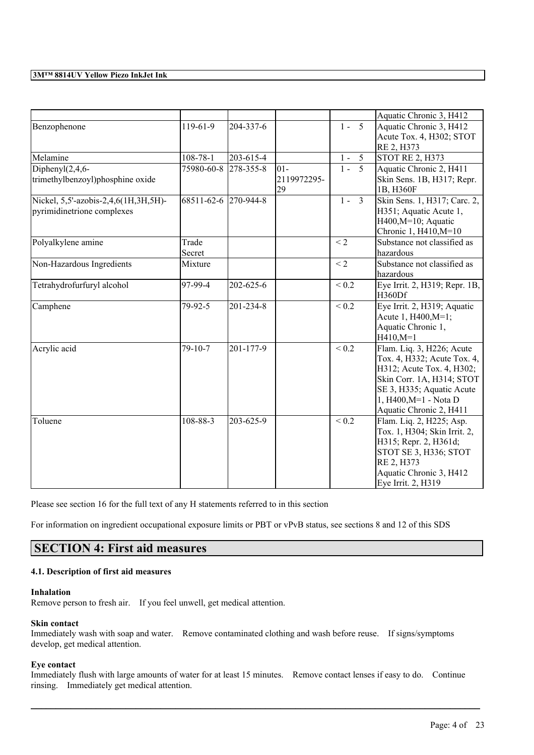| | | | | | |
|---|---|---|---|---|---|
| | | | | | Aquatic Chronic 3, H412 |
| Benzophenone | 119-61-9 | 204-337-6 | | 1 - 5 | Aquatic Chronic 3, H412 Acute Tox. 4, H302; STOT RE 2, H373 |
| Melamine | 108-78-1 | 203-615-4 | | 1 - 5 | STOT RE 2, H373 |
| Diphenyl(2,4,6-trimethylbenzoyl)phosphine oxide | 75980-60-8 | 278-355-8 | 01-2119972295-29 | 1 - 5 | Aquatic Chronic 2, H411 Skin Sens. 1B, H317; Repr. 1B, H360F |
| Nickel, 5,5'-azobis-2,4,6(1H,3H,5H)-pyrimidinetrione complexes | 68511-62-6 | 270-944-8 | | 1 - 3 | Skin Sens. 1, H317; Carc. 2, H351; Aquatic Acute 1, H400,M=10; Aquatic Chronic 1, H410,M=10 |
| Polyalkylene amine | Trade Secret | | | < 2 | Substance not classified as hazardous |
| Non-Hazardous Ingredients | Mixture | | | < 2 | Substance not classified as hazardous |
| Tetrahydrofurfuryl alcohol | 97-99-4 | 202-625-6 | | < 0.2 | Eye Irrit. 2, H319; Repr. 1B, H360Df |
| Camphene | 79-92-5 | 201-234-8 | | < 0.2 | Eye Irrit. 2, H319; Aquatic Acute 1, H400,M=1; Aquatic Chronic 1, H410,M=1 |
| Acrylic acid | 79-10-7 | 201-177-9 | | < 0.2 | Flam. Liq. 3, H226; Acute Tox. 4, H332; Acute Tox. 4, H312; Acute Tox. 4, H302; Skin Corr. 1A, H314; STOT SE 3, H335; Aquatic Acute 1, H400,M=1 - Nota D Aquatic Chronic 2, H411 |
| Toluene | 108-88-3 | 203-625-9 | | < 0.2 | Flam. Liq. 2, H225; Asp. Tox. 1, H304; Skin Irrit. 2, H315; Repr. 2, H361d; STOT SE 3, H336; STOT RE 2, H373 Aquatic Chronic 3, H412 Eye Irrit. 2, H319 |

Please see section 16 for the full text of any H statements referred to in this section

For information on ingredient occupational exposure limits or PBT or vPvB status, see sections 8 and 12 of this SDS

## SECTION 4: First aid measures

### 4.1. Description of first aid measures

**Inhalation**

Remove person to fresh air. If you feel unwell, get medical attention.

**Skin contact**

Immediately wash with soap and water. Remove contaminated clothing and wash before reuse. If signs/symptoms develop, get medical attention.

**Eye contact**

Immediately flush with large amounts of water for at least 15 minutes. Remove contact lenses if easy to do. Continue rinsing. Immediately get medical attention.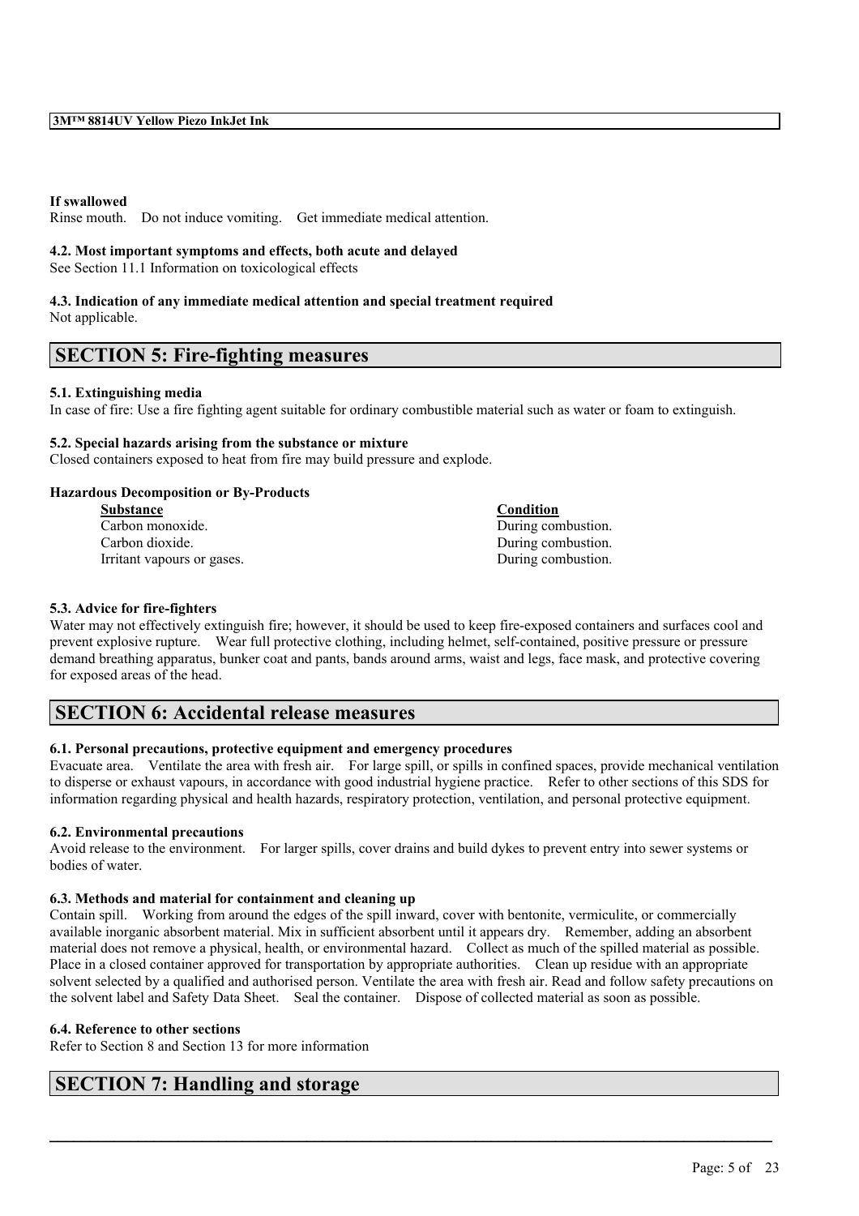**If swallowed**

Rinse mouth. Do not induce vomiting. Get immediate medical attention.

**4.2. Most important symptoms and effects, both acute and delayed**

See Section 11.1 Information on toxicological effects

**4.3. Indication of any immediate medical attention and special treatment required**

Not applicable.

## SECTION 5: Fire-fighting measures

**5.1. Extinguishing media**

In case of fire: Use a fire fighting agent suitable for ordinary combustible material such as water or foam to extinguish.

**5.2. Special hazards arising from the substance or mixture**

Closed containers exposed to heat from fire may build pressure and explode.

**Hazardous Decomposition or By-Products**

| Substance | Condition |
|---|---|
| Carbon monoxide. | During combustion. |
| Carbon dioxide. | During combustion. |
| Irritant vapours or gases. | During combustion. |

**5.3. Advice for fire-fighters**

Water may not effectively extinguish fire; however, it should be used to keep fire-exposed containers and surfaces cool and prevent explosive rupture. Wear full protective clothing, including helmet, self-contained, positive pressure or pressure demand breathing apparatus, bunker coat and pants, bands around arms, waist and legs, face mask, and protective covering for exposed areas of the head.

## SECTION 6: Accidental release measures

**6.1. Personal precautions, protective equipment and emergency procedures**

Evacuate area. Ventilate the area with fresh air. For large spill, or spills in confined spaces, provide mechanical ventilation to disperse or exhaust vapours, in accordance with good industrial hygiene practice. Refer to other sections of this SDS for information regarding physical and health hazards, respiratory protection, ventilation, and personal protective equipment.

**6.2. Environmental precautions**

Avoid release to the environment. For larger spills, cover drains and build dykes to prevent entry into sewer systems or bodies of water.

**6.3. Methods and material for containment and cleaning up**

Contain spill. Working from around the edges of the spill inward, cover with bentonite, vermiculite, or commercially available inorganic absorbent material. Mix in sufficient absorbent until it appears dry. Remember, adding an absorbent material does not remove a physical, health, or environmental hazard. Collect as much of the spilled material as possible. Place in a closed container approved for transportation by appropriate authorities. Clean up residue with an appropriate solvent selected by a qualified and authorised person. Ventilate the area with fresh air. Read and follow safety precautions on the solvent label and Safety Data Sheet. Seal the container. Dispose of collected material as soon as possible.

**6.4. Reference to other sections**

Refer to Section 8 and Section 13 for more information

## SECTION 7: Handling and storage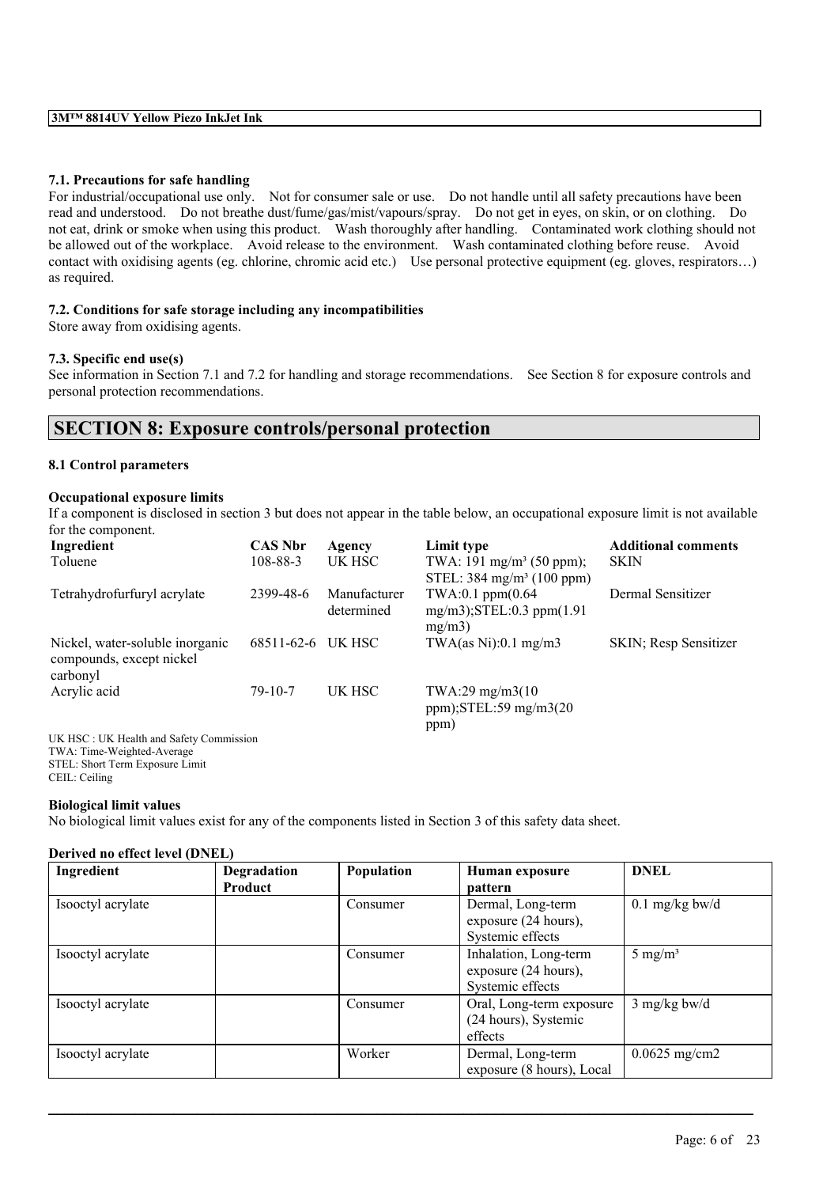#### 7.1. Precautions for safe handling

For industrial/occupational use only. Not for consumer sale or use. Do not handle until all safety precautions have been read and understood. Do not breathe dust/fume/gas/mist/vapours/spray. Do not get in eyes, on skin, or on clothing. Do not eat, drink or smoke when using this product. Wash thoroughly after handling. Contaminated work clothing should not be allowed out of the workplace. Avoid release to the environment. Wash contaminated clothing before reuse. Avoid contact with oxidising agents (eg. chlorine, chromic acid etc.) Use personal protective equipment (eg. gloves, respirators…) as required.

#### 7.2. Conditions for safe storage including any incompatibilities

Store away from oxidising agents.

#### 7.3. Specific end use(s)

See information in Section 7.1 and 7.2 for handling and storage recommendations. See Section 8 for exposure controls and personal protection recommendations.

## SECTION 8: Exposure controls/personal protection

#### 8.1 Control parameters

**Occupational exposure limits**

If a component is disclosed in section 3 but does not appear in the table below, an occupational exposure limit is not available for the component.

| Ingredient | CAS Nbr | Agency | Limit type | Additional comments |
|---|---|---|---|---|
| Toluene | 108-88-3 | UK HSC | TWA: 191 mg/m³ (50 ppm); STEL: 384 mg/m³ (100 ppm) | SKIN |
| Tetrahydrofurfuryl acrylate | 2399-48-6 | Manufacturer determined | TWA:0.1 ppm(0.64 mg/m3);STEL:0.3 ppm(1.91 mg/m3) | Dermal Sensitizer |
| Nickel, water-soluble inorganic compounds, except nickel carbonyl | 68511-62-6 | UK HSC | TWA(as Ni):0.1 mg/m3 | SKIN; Resp Sensitizer |
| Acrylic acid | 79-10-7 | UK HSC | TWA:29 mg/m3(10 ppm);STEL:59 mg/m3(20 ppm) | |

UK HSC : UK Health and Safety Commission
TWA: Time-Weighted-Average
STEL: Short Term Exposure Limit
CEIL: Ceiling

**Biological limit values**

No biological limit values exist for any of the components listed in Section 3 of this safety data sheet.

**Derived no effect level (DNEL)**

| Ingredient | Degradation Product | Population | Human exposure pattern | DNEL |
|---|---|---|---|---|
| Isooctyl acrylate | | Consumer | Dermal, Long-term exposure (24 hours), Systemic effects | 0.1 mg/kg bw/d |
| Isooctyl acrylate | | Consumer | Inhalation, Long-term exposure (24 hours), Systemic effects | 5 mg/m³ |
| Isooctyl acrylate | | Consumer | Oral, Long-term exposure (24 hours), Systemic effects | 3 mg/kg bw/d |
| Isooctyl acrylate | | Worker | Dermal, Long-term exposure (8 hours), Local | 0.0625 mg/cm2 |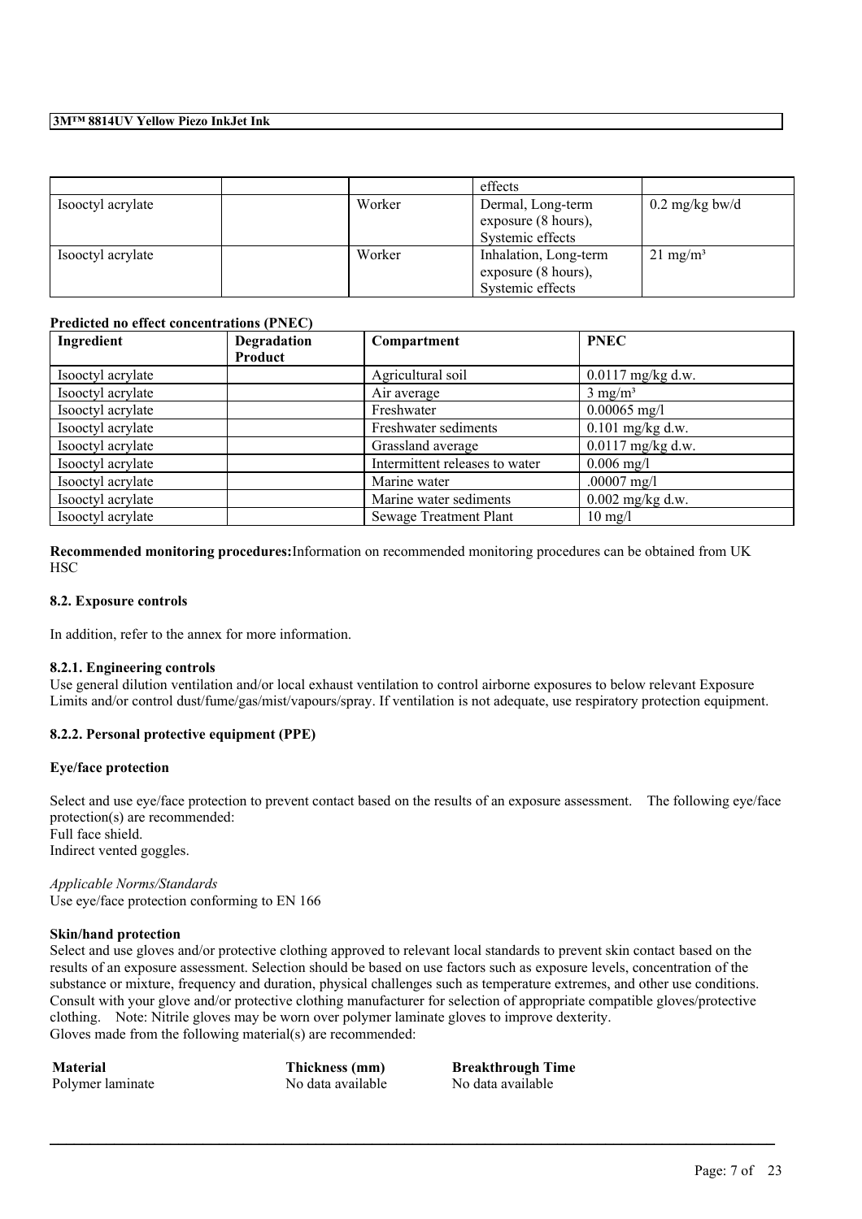|  |  |  | effects |  |
| --- | --- | --- | --- | --- |
| Isooctyl acrylate |  | Worker | Dermal, Long-term exposure (8 hours), Systemic effects | 0.2 mg/kg bw/d |
| Isooctyl acrylate |  | Worker | Inhalation, Long-term exposure (8 hours), Systemic effects | 21 mg/m³ |

**Predicted no effect concentrations (PNEC)**

| Ingredient | Degradation Product | Compartment | PNEC |
| --- | --- | --- | --- |
| Isooctyl acrylate |  | Agricultural soil | 0.0117 mg/kg d.w. |
| Isooctyl acrylate |  | Air average | 3 mg/m³ |
| Isooctyl acrylate |  | Freshwater | 0.00065 mg/l |
| Isooctyl acrylate |  | Freshwater sediments | 0.101 mg/kg d.w. |
| Isooctyl acrylate |  | Grassland average | 0.0117 mg/kg d.w. |
| Isooctyl acrylate |  | Intermittent releases to water | 0.006 mg/l |
| Isooctyl acrylate |  | Marine water | .00007 mg/l |
| Isooctyl acrylate |  | Marine water sediments | 0.002 mg/kg d.w. |
| Isooctyl acrylate |  | Sewage Treatment Plant | 10 mg/l |

**Recommended monitoring procedures:**Information on recommended monitoring procedures can be obtained from UK HSC

### 8.2. Exposure controls

In addition, refer to the annex for more information.

#### 8.2.1. Engineering controls

Use general dilution ventilation and/or local exhaust ventilation to control airborne exposures to below relevant Exposure Limits and/or control dust/fume/gas/mist/vapours/spray. If ventilation is not adequate, use respiratory protection equipment.

#### 8.2.2. Personal protective equipment (PPE)

**Eye/face protection**

Select and use eye/face protection to prevent contact based on the results of an exposure assessment. The following eye/face protection(s) are recommended:
Full face shield.
Indirect vented goggles.

*Applicable Norms/Standards*
Use eye/face protection conforming to EN 166

**Skin/hand protection**

Select and use gloves and/or protective clothing approved to relevant local standards to prevent skin contact based on the results of an exposure assessment. Selection should be based on use factors such as exposure levels, concentration of the substance or mixture, frequency and duration, physical challenges such as temperature extremes, and other use conditions. Consult with your glove and/or protective clothing manufacturer for selection of appropriate compatible gloves/protective clothing. Note: Nitrile gloves may be worn over polymer laminate gloves to improve dexterity.
Gloves made from the following material(s) are recommended:

| Material | Thickness (mm) | Breakthrough Time |
| --- | --- | --- |
| Polymer laminate | No data available | No data available |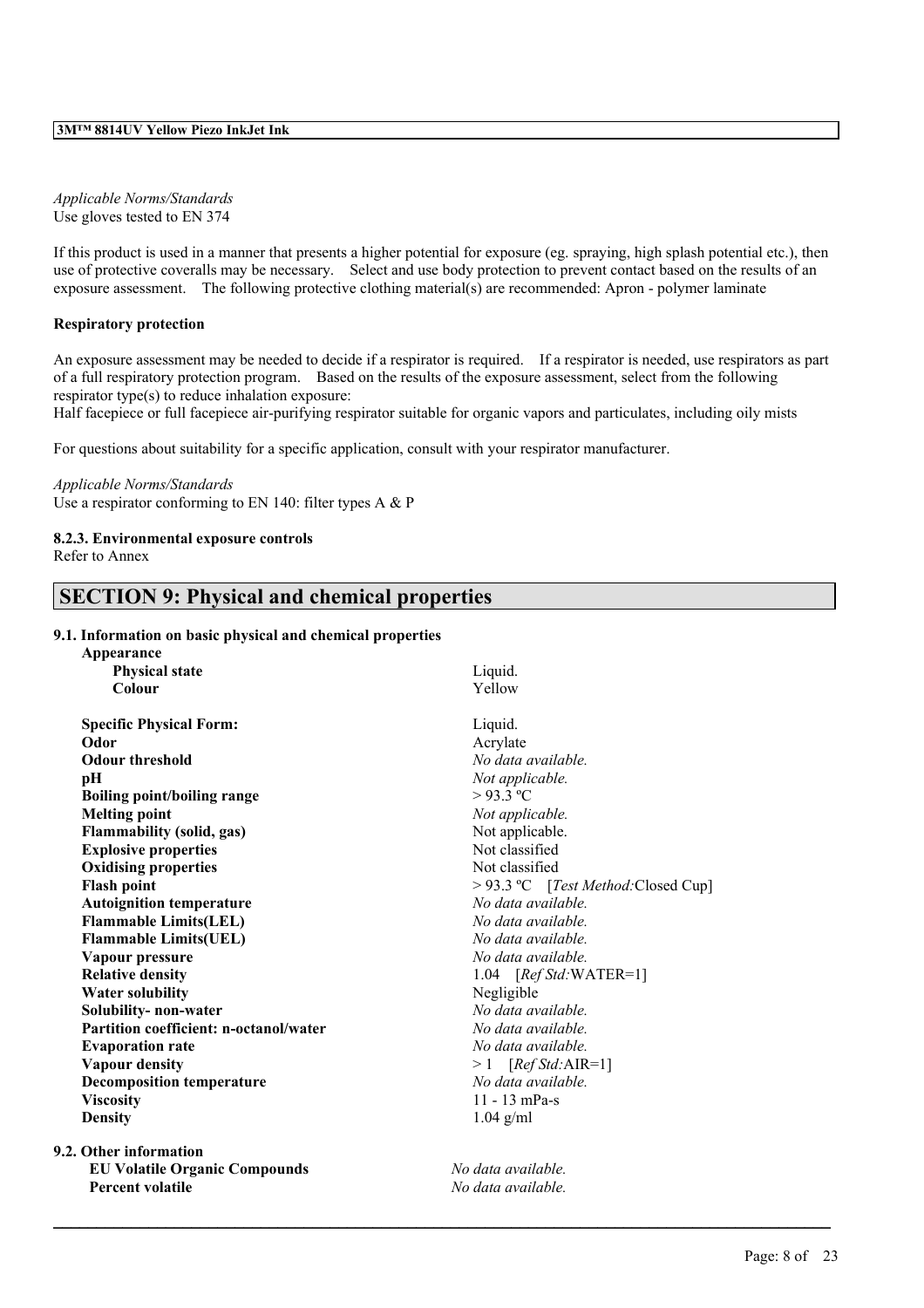*Applicable Norms/Standards*
Use gloves tested to EN 374

If this product is used in a manner that presents a higher potential for exposure (eg. spraying, high splash potential etc.), then use of protective coveralls may be necessary. Select and use body protection to prevent contact based on the results of an exposure assessment. The following protective clothing material(s) are recommended: Apron - polymer laminate

**Respiratory protection**

An exposure assessment may be needed to decide if a respirator is required. If a respirator is needed, use respirators as part of a full respiratory protection program. Based on the results of the exposure assessment, select from the following respirator type(s) to reduce inhalation exposure:
Half facepiece or full facepiece air-purifying respirator suitable for organic vapors and particulates, including oily mists

For questions about suitability for a specific application, consult with your respirator manufacturer.

*Applicable Norms/Standards*
Use a respirator conforming to EN 140: filter types A & P

**8.2.3. Environmental exposure controls**
Refer to Annex

## SECTION 9: Physical and chemical properties

**9.1. Information on basic physical and chemical properties**

| | |
|---|---|
| **Appearance** | |
| **Physical state** | Liquid. |
| **Colour** | Yellow |
| **Specific Physical Form:** | Liquid. |
| **Odor** | Acrylate |
| **Odour threshold** | *No data available.* |
| **pH** | *Not applicable.* |
| **Boiling point/boiling range** | > 93.3 ºC |
| **Melting point** | *Not applicable.* |
| **Flammability (solid, gas)** | Not applicable. |
| **Explosive properties** | Not classified |
| **Oxidising properties** | Not classified |
| **Flash point** | > 93.3 ºC [*Test Method:*Closed Cup] |
| **Autoignition temperature** | *No data available.* |
| **Flammable Limits(LEL)** | *No data available.* |
| **Flammable Limits(UEL)** | *No data available.* |
| **Vapour pressure** | *No data available.* |
| **Relative density** | 1.04 [*Ref Std:*WATER=1] |
| **Water solubility** | Negligible |
| **Solubility- non-water** | *No data available.* |
| **Partition coefficient: n-octanol/water** | *No data available.* |
| **Evaporation rate** | *No data available.* |
| **Vapour density** | > 1 [*Ref Std:*AIR=1] |
| **Decomposition temperature** | *No data available.* |
| **Viscosity** | 11 - 13 mPa-s |
| **Density** | 1.04 g/ml |

**9.2. Other information**

| | |
|---|---|
| **EU Volatile Organic Compounds** | *No data available.* |
| **Percent volatile** | *No data available.* |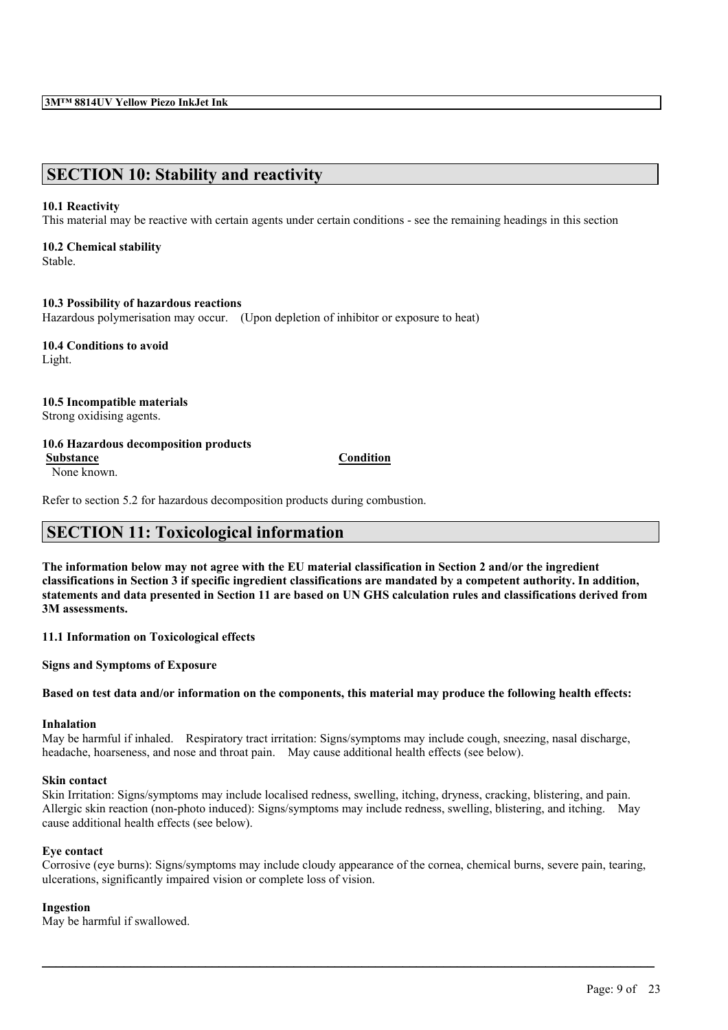## SECTION 10: Stability and reactivity

**10.1 Reactivity**
This material may be reactive with certain agents under certain conditions - see the remaining headings in this section

**10.2 Chemical stability**
Stable.

**10.3 Possibility of hazardous reactions**
Hazardous polymerisation may occur. (Upon depletion of inhibitor or exposure to heat)

**10.4 Conditions to avoid**
Light.

**10.5 Incompatible materials**
Strong oxidising agents.

**10.6 Hazardous decomposition products**

| Substance | Condition |
| --- | --- |
| None known. | |

Refer to section 5.2 for hazardous decomposition products during combustion.

## SECTION 11: Toxicological information

**The information below may not agree with the EU material classification in Section 2 and/or the ingredient classifications in Section 3 if specific ingredient classifications are mandated by a competent authority. In addition, statements and data presented in Section 11 are based on UN GHS calculation rules and classifications derived from 3M assessments.**

**11.1 Information on Toxicological effects**

**Signs and Symptoms of Exposure**

**Based on test data and/or information on the components, this material may produce the following health effects:**

**Inhalation**
May be harmful if inhaled. Respiratory tract irritation: Signs/symptoms may include cough, sneezing, nasal discharge, headache, hoarseness, and nose and throat pain. May cause additional health effects (see below).

**Skin contact**
Skin Irritation: Signs/symptoms may include localised redness, swelling, itching, dryness, cracking, blistering, and pain. Allergic skin reaction (non-photo induced): Signs/symptoms may include redness, swelling, blistering, and itching. May cause additional health effects (see below).

**Eye contact**
Corrosive (eye burns): Signs/symptoms may include cloudy appearance of the cornea, chemical burns, severe pain, tearing, ulcerations, significantly impaired vision or complete loss of vision.

**Ingestion**
May be harmful if swallowed.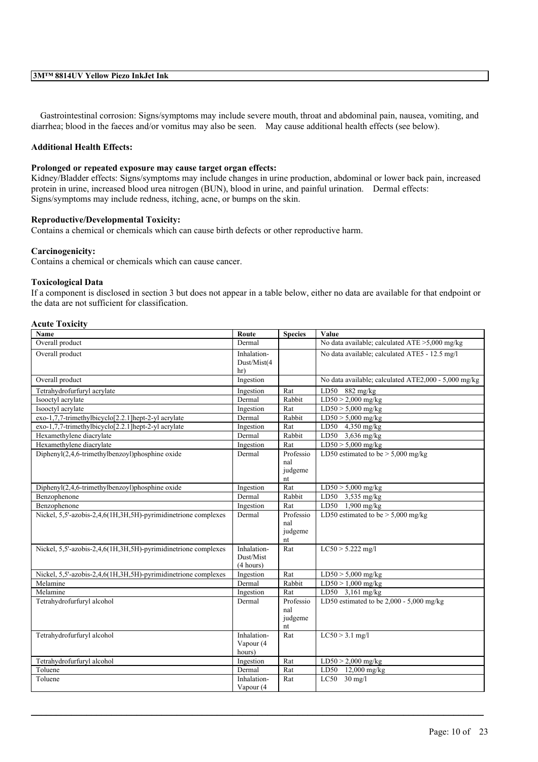Gastrointestinal corrosion: Signs/symptoms may include severe mouth, throat and abdominal pain, nausea, vomiting, and diarrhea; blood in the faeces and/or vomitus may also be seen. May cause additional health effects (see below).

### Additional Health Effects:

#### Prolonged or repeated exposure may cause target organ effects:

Kidney/Bladder effects: Signs/symptoms may include changes in urine production, abdominal or lower back pain, increased protein in urine, increased blood urea nitrogen (BUN), blood in urine, and painful urination. Dermal effects: Signs/symptoms may include redness, itching, acne, or bumps on the skin.

#### Reproductive/Developmental Toxicity:

Contains a chemical or chemicals which can cause birth defects or other reproductive harm.

#### Carcinogenicity:

Contains a chemical or chemicals which can cause cancer.

### Toxicological Data

If a component is disclosed in section 3 but does not appear in a table below, either no data are available for that endpoint or the data are not sufficient for classification.

#### Acute Toxicity

| Name | Route | Species | Value |
|---|---|---|---|
| Overall product | Dermal | | No data available; calculated ATE >5,000 mg/kg |
| Overall product | Inhalation-Dust/Mist(4 hr) | | No data available; calculated ATE5 - 12.5 mg/l |
| Overall product | Ingestion | | No data available; calculated ATE2,000 - 5,000 mg/kg |
| Tetrahydrofurfuryl acrylate | Ingestion | Rat | LD50 882 mg/kg |
| Isooctyl acrylate | Dermal | Rabbit | LD50 > 2,000 mg/kg |
| Isooctyl acrylate | Ingestion | Rat | LD50 > 5,000 mg/kg |
| exo-1,7,7-trimethylbicyclo[2.2.1]hept-2-yl acrylate | Dermal | Rabbit | LD50 > 5,000 mg/kg |
| exo-1,7,7-trimethylbicyclo[2.2.1]hept-2-yl acrylate | Ingestion | Rat | LD50 4,350 mg/kg |
| Hexamethylene diacrylate | Dermal | Rabbit | LD50 3,636 mg/kg |
| Hexamethylene diacrylate | Ingestion | Rat | LD50 > 5,000 mg/kg |
| Diphenyl(2,4,6-trimethylbenzoyl)phosphine oxide | Dermal | Professional judgement | LD50 estimated to be > 5,000 mg/kg |
| Diphenyl(2,4,6-trimethylbenzoyl)phosphine oxide | Ingestion | Rat | LD50 > 5,000 mg/kg |
| Benzophenone | Dermal | Rabbit | LD50 3,535 mg/kg |
| Benzophenone | Ingestion | Rat | LD50 1,900 mg/kg |
| Nickel, 5,5'-azobis-2,4,6(1H,3H,5H)-pyrimidinetrione complexes | Dermal | Professional judgement | LD50 estimated to be > 5,000 mg/kg |
| Nickel, 5,5'-azobis-2,4,6(1H,3H,5H)-pyrimidinetrione complexes | Inhalation-Dust/Mist (4 hours) | Rat | LC50 > 5.222 mg/l |
| Nickel, 5,5'-azobis-2,4,6(1H,3H,5H)-pyrimidinetrione complexes | Ingestion | Rat | LD50 > 5,000 mg/kg |
| Melamine | Dermal | Rabbit | LD50 > 1,000 mg/kg |
| Melamine | Ingestion | Rat | LD50 3,161 mg/kg |
| Tetrahydrofurfuryl alcohol | Dermal | Professional judgement | LD50 estimated to be 2,000 - 5,000 mg/kg |
| Tetrahydrofurfuryl alcohol | Inhalation-Vapour (4 hours) | Rat | LC50 > 3.1 mg/l |
| Tetrahydrofurfuryl alcohol | Ingestion | Rat | LD50 > 2,000 mg/kg |
| Toluene | Dermal | Rat | LD50 12,000 mg/kg |
| Toluene | Inhalation-Vapour (4 | Rat | LC50 30 mg/l |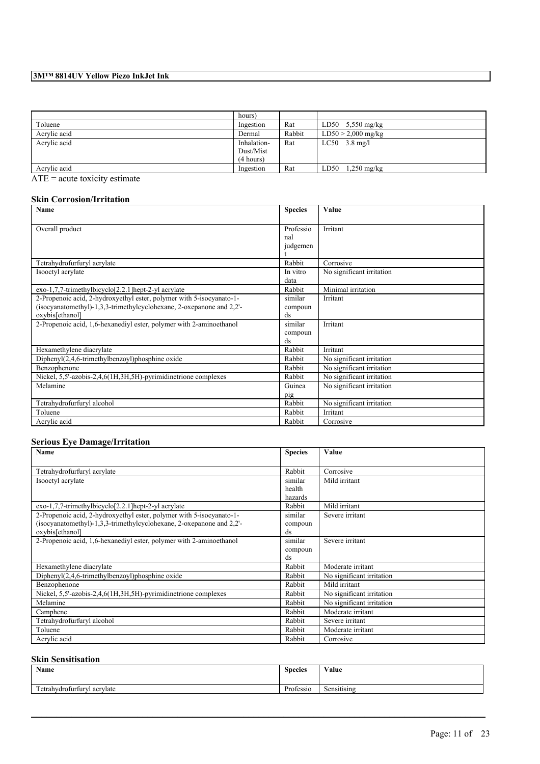| | hours) | | |
|---|---|---|---|
| Toluene | Ingestion | Rat | LD50 5,550 mg/kg |
| Acrylic acid | Dermal | Rabbit | LD50 > 2,000 mg/kg |
| Acrylic acid | Inhalation-Dust/Mist (4 hours) | Rat | LC50 3.8 mg/l |
| Acrylic acid | Ingestion | Rat | LD50 1,250 mg/kg |

ATE = acute toxicity estimate

### Skin Corrosion/Irritation

| Name | Species | Value |
|---|---|---|
| Overall product | Professional judgement | Irritant |
| Tetrahydrofurfuryl acrylate | Rabbit | Corrosive |
| Isooctyl acrylate | In vitro data | No significant irritation |
| exo-1,7,7-trimethylbicyclo[2.2.1]hept-2-yl acrylate | Rabbit | Minimal irritation |
| 2-Propenoic acid, 2-hydroxyethyl ester, polymer with 5-isocyanato-1-(isocyanatomethyl)-1,3,3-trimethylcyclohexane, 2-oxepanone and 2,2'-oxybis[ethanol] | similar compounds | Irritant |
| 2-Propenoic acid, 1,6-hexanediyl ester, polymer with 2-aminoethanol | similar compounds | Irritant |
| Hexamethylene diacrylate | Rabbit | Irritant |
| Diphenyl(2,4,6-trimethylbenzoyl)phosphine oxide | Rabbit | No significant irritation |
| Benzophenone | Rabbit | No significant irritation |
| Nickel, 5,5'-azobis-2,4,6(1H,3H,5H)-pyrimidinetrione complexes | Rabbit | No significant irritation |
| Melamine | Guinea pig | No significant irritation |
| Tetrahydrofurfuryl alcohol | Rabbit | No significant irritation |
| Toluene | Rabbit | Irritant |
| Acrylic acid | Rabbit | Corrosive |

### Serious Eye Damage/Irritation

| Name | Species | Value |
|---|---|---|
| Tetrahydrofurfuryl acrylate | Rabbit | Corrosive |
| Isooctyl acrylate | similar health hazards | Mild irritant |
| exo-1,7,7-trimethylbicyclo[2.2.1]hept-2-yl acrylate | Rabbit | Mild irritant |
| 2-Propenoic acid, 2-hydroxyethyl ester, polymer with 5-isocyanato-1-(isocyanatomethyl)-1,3,3-trimethylcyclohexane, 2-oxepanone and 2,2'-oxybis[ethanol] | similar compounds | Severe irritant |
| 2-Propenoic acid, 1,6-hexanediyl ester, polymer with 2-aminoethanol | similar compounds | Severe irritant |
| Hexamethylene diacrylate | Rabbit | Moderate irritant |
| Diphenyl(2,4,6-trimethylbenzoyl)phosphine oxide | Rabbit | No significant irritation |
| Benzophenone | Rabbit | Mild irritant |
| Nickel, 5,5'-azobis-2,4,6(1H,3H,5H)-pyrimidinetrione complexes | Rabbit | No significant irritation |
| Melamine | Rabbit | No significant irritation |
| Camphene | Rabbit | Moderate irritant |
| Tetrahydrofurfuryl alcohol | Rabbit | Severe irritant |
| Toluene | Rabbit | Moderate irritant |
| Acrylic acid | Rabbit | Corrosive |

### Skin Sensitisation

| Name | Species | Value |
|---|---|---|
| Tetrahydrofurfuryl acrylate | Professio | Sensitising |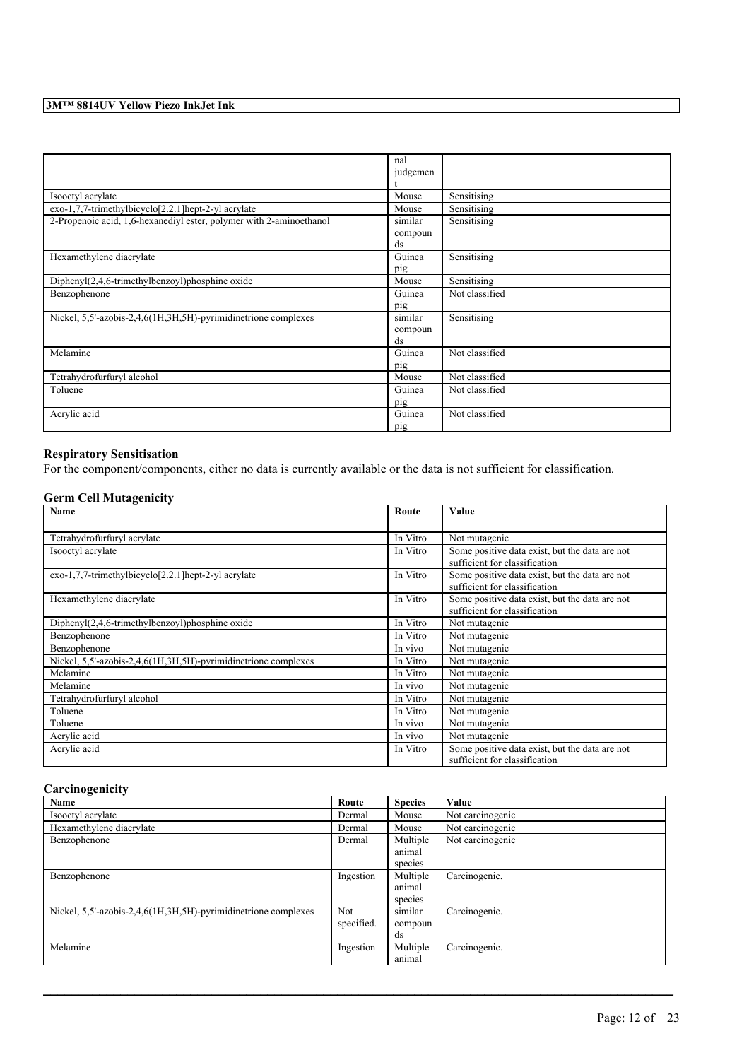| | nal judgement | |
|---|---|---|
| Isooctyl acrylate | Mouse | Sensitising |
| exo-1,7,7-trimethylbicyclo[2.2.1]hept-2-yl acrylate | Mouse | Sensitising |
| 2-Propenoic acid, 1,6-hexanediyl ester, polymer with 2-aminoethanol | similar compounds | Sensitising |
| Hexamethylene diacrylate | Guinea pig | Sensitising |
| Diphenyl(2,4,6-trimethylbenzoyl)phosphine oxide | Mouse | Sensitising |
| Benzophenone | Guinea pig | Not classified |
| Nickel, 5,5'-azobis-2,4,6(1H,3H,5H)-pyrimidinetrione complexes | similar compounds | Sensitising |
| Melamine | Guinea pig | Not classified |
| Tetrahydrofurfuryl alcohol | Mouse | Not classified |
| Toluene | Guinea pig | Not classified |
| Acrylic acid | Guinea pig | Not classified |

## Respiratory Sensitisation

For the component/components, either no data is currently available or the data is not sufficient for classification.

## Germ Cell Mutagenicity

| Name | Route | Value |
|---|---|---|
| Tetrahydrofurfuryl acrylate | In Vitro | Not mutagenic |
| Isooctyl acrylate | In Vitro | Some positive data exist, but the data are not sufficient for classification |
| exo-1,7,7-trimethylbicyclo[2.2.1]hept-2-yl acrylate | In Vitro | Some positive data exist, but the data are not sufficient for classification |
| Hexamethylene diacrylate | In Vitro | Some positive data exist, but the data are not sufficient for classification |
| Diphenyl(2,4,6-trimethylbenzoyl)phosphine oxide | In Vitro | Not mutagenic |
| Benzophenone | In Vitro | Not mutagenic |
| Benzophenone | In vivo | Not mutagenic |
| Nickel, 5,5'-azobis-2,4,6(1H,3H,5H)-pyrimidinetrione complexes | In Vitro | Not mutagenic |
| Melamine | In Vitro | Not mutagenic |
| Melamine | In vivo | Not mutagenic |
| Tetrahydrofurfuryl alcohol | In Vitro | Not mutagenic |
| Toluene | In Vitro | Not mutagenic |
| Toluene | In vivo | Not mutagenic |
| Acrylic acid | In vivo | Not mutagenic |
| Acrylic acid | In Vitro | Some positive data exist, but the data are not sufficient for classification |

## Carcinogenicity

| Name | Route | Species | Value |
|---|---|---|---|
| Isooctyl acrylate | Dermal | Mouse | Not carcinogenic |
| Hexamethylene diacrylate | Dermal | Mouse | Not carcinogenic |
| Benzophenone | Dermal | Multiple animal species | Not carcinogenic |
| Benzophenone | Ingestion | Multiple animal species | Carcinogenic. |
| Nickel, 5,5'-azobis-2,4,6(1H,3H,5H)-pyrimidinetrione complexes | Not specified. | similar compounds | Carcinogenic. |
| Melamine | Ingestion | Multiple animal | Carcinogenic. |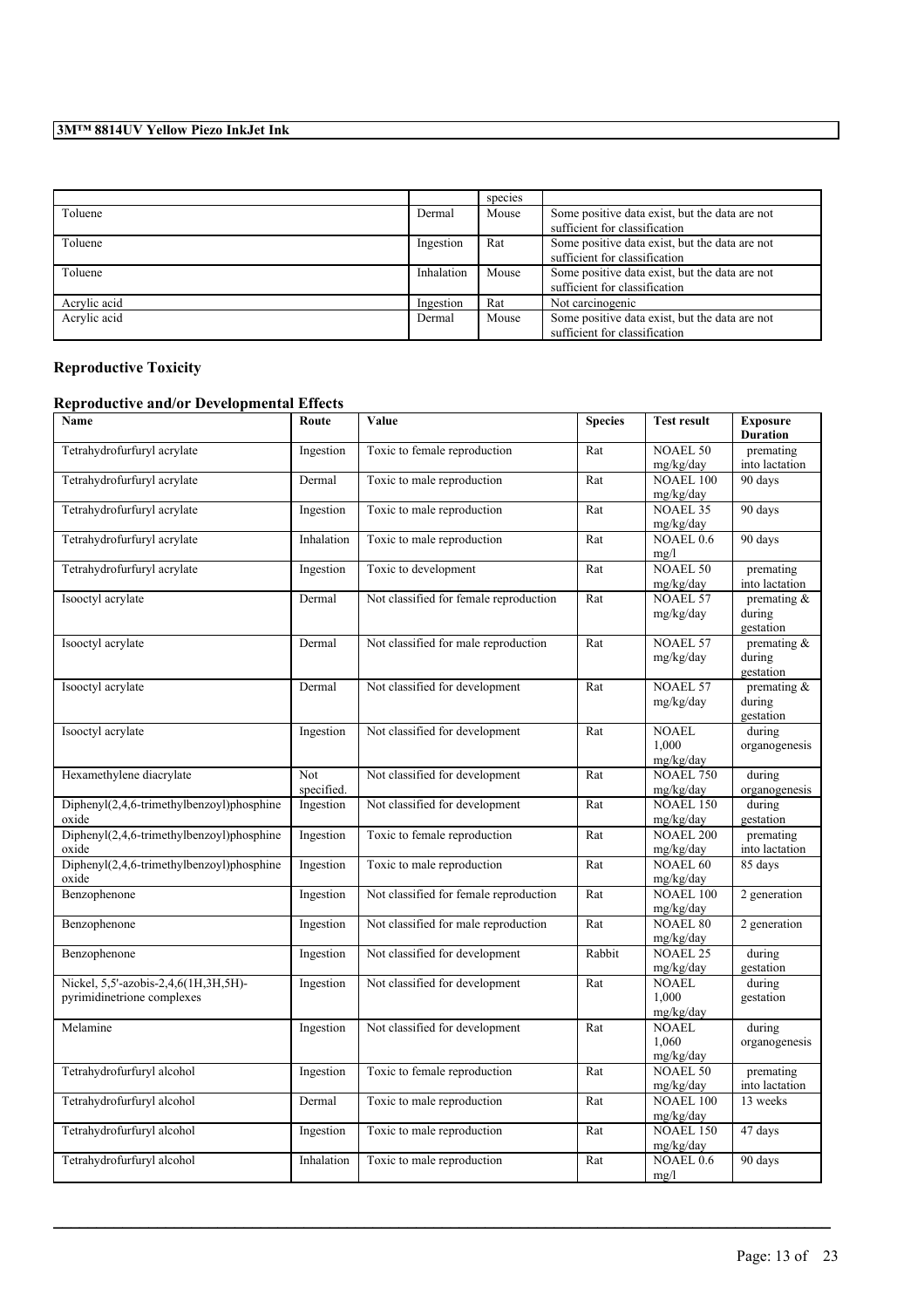|  |  | species |  |
| --- | --- | --- | --- |
| Toluene | Dermal | Mouse | Some positive data exist, but the data are not sufficient for classification |
| Toluene | Ingestion | Rat | Some positive data exist, but the data are not sufficient for classification |
| Toluene | Inhalation | Mouse | Some positive data exist, but the data are not sufficient for classification |
| Acrylic acid | Ingestion | Rat | Not carcinogenic |
| Acrylic acid | Dermal | Mouse | Some positive data exist, but the data are not sufficient for classification |

## Reproductive Toxicity

### Reproductive and/or Developmental Effects

| Name | Route | Value | Species | Test result | Exposure Duration |
| --- | --- | --- | --- | --- | --- |
| Tetrahydrofurfuryl acrylate | Ingestion | Toxic to female reproduction | Rat | NOAEL 50 mg/kg/day | premating into lactation |
| Tetrahydrofurfuryl acrylate | Dermal | Toxic to male reproduction | Rat | NOAEL 100 mg/kg/day | 90 days |
| Tetrahydrofurfuryl acrylate | Ingestion | Toxic to male reproduction | Rat | NOAEL 35 mg/kg/day | 90 days |
| Tetrahydrofurfuryl acrylate | Inhalation | Toxic to male reproduction | Rat | NOAEL 0.6 mg/l | 90 days |
| Tetrahydrofurfuryl acrylate | Ingestion | Toxic to development | Rat | NOAEL 50 mg/kg/day | premating into lactation |
| Isooctyl acrylate | Dermal | Not classified for female reproduction | Rat | NOAEL 57 mg/kg/day | premating & during gestation |
| Isooctyl acrylate | Dermal | Not classified for male reproduction | Rat | NOAEL 57 mg/kg/day | premating & during gestation |
| Isooctyl acrylate | Dermal | Not classified for development | Rat | NOAEL 57 mg/kg/day | premating & during gestation |
| Isooctyl acrylate | Ingestion | Not classified for development | Rat | NOAEL 1,000 mg/kg/day | during organogenesis |
| Hexamethylene diacrylate | Not specified. | Not classified for development | Rat | NOAEL 750 mg/kg/day | during organogenesis |
| Diphenyl(2,4,6-trimethylbenzoyl)phosphine oxide | Ingestion | Not classified for development | Rat | NOAEL 150 mg/kg/day | during gestation |
| Diphenyl(2,4,6-trimethylbenzoyl)phosphine oxide | Ingestion | Toxic to female reproduction | Rat | NOAEL 200 mg/kg/day | premating into lactation |
| Diphenyl(2,4,6-trimethylbenzoyl)phosphine oxide | Ingestion | Toxic to male reproduction | Rat | NOAEL 60 mg/kg/day | 85 days |
| Benzophenone | Ingestion | Not classified for female reproduction | Rat | NOAEL 100 mg/kg/day | 2 generation |
| Benzophenone | Ingestion | Not classified for male reproduction | Rat | NOAEL 80 mg/kg/day | 2 generation |
| Benzophenone | Ingestion | Not classified for development | Rabbit | NOAEL 25 mg/kg/day | during gestation |
| Nickel, 5,5'-azobis-2,4,6(1H,3H,5H)-pyrimidinetrione complexes | Ingestion | Not classified for development | Rat | NOAEL 1,000 mg/kg/day | during gestation |
| Melamine | Ingestion | Not classified for development | Rat | NOAEL 1,060 mg/kg/day | during organogenesis |
| Tetrahydrofurfuryl alcohol | Ingestion | Toxic to female reproduction | Rat | NOAEL 50 mg/kg/day | premating into lactation |
| Tetrahydrofurfuryl alcohol | Dermal | Toxic to male reproduction | Rat | NOAEL 100 mg/kg/day | 13 weeks |
| Tetrahydrofurfuryl alcohol | Ingestion | Toxic to male reproduction | Rat | NOAEL 150 mg/kg/day | 47 days |
| Tetrahydrofurfuryl alcohol | Inhalation | Toxic to male reproduction | Rat | NOAEL 0.6 mg/l | 90 days |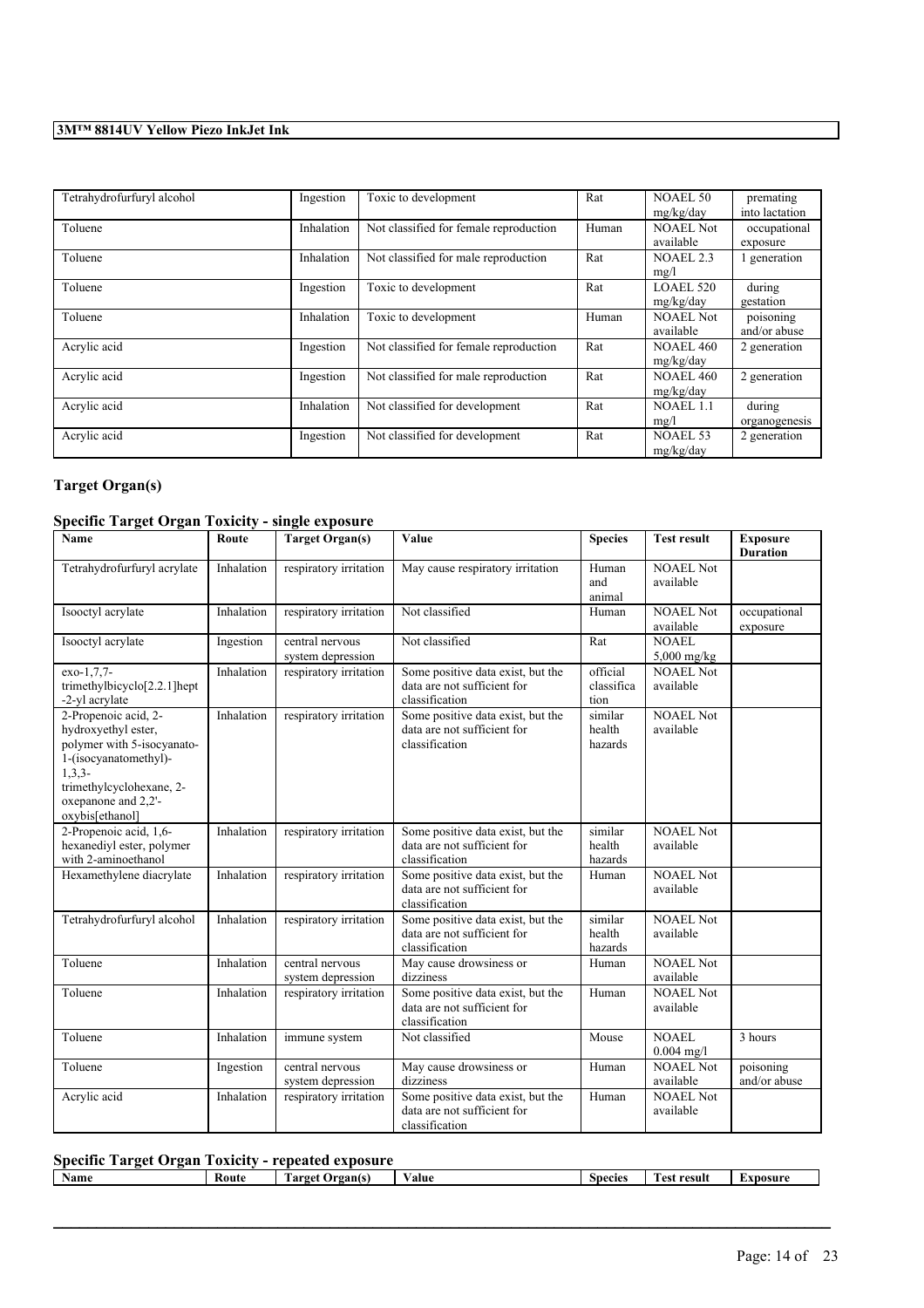| Tetrahydrofurfuryl alcohol | Ingestion | Toxic to development | Rat | NOAEL 50 mg/kg/day | premating into lactation |
|---|---|---|---|---|---|
| Toluene | Inhalation | Not classified for female reproduction | Human | NOAEL Not available | occupational exposure |
| Toluene | Inhalation | Not classified for male reproduction | Rat | NOAEL 2.3 mg/l | 1 generation |
| Toluene | Ingestion | Toxic to development | Rat | LOAEL 520 mg/kg/day | during gestation |
| Toluene | Inhalation | Toxic to development | Human | NOAEL Not available | poisoning and/or abuse |
| Acrylic acid | Ingestion | Not classified for female reproduction | Rat | NOAEL 460 mg/kg/day | 2 generation |
| Acrylic acid | Ingestion | Not classified for male reproduction | Rat | NOAEL 460 mg/kg/day | 2 generation |
| Acrylic acid | Inhalation | Not classified for development | Rat | NOAEL 1.1 mg/l | during organogenesis |
| Acrylic acid | Ingestion | Not classified for development | Rat | NOAEL 53 mg/kg/day | 2 generation |

## Target Organ(s)

### Specific Target Organ Toxicity - single exposure

| Name | Route | Target Organ(s) | Value | Species | Test result | Exposure Duration |
|---|---|---|---|---|---|---|
| Tetrahydrofurfuryl acrylate | Inhalation | respiratory irritation | May cause respiratory irritation | Human and animal | NOAEL Not available | |
| Isooctyl acrylate | Inhalation | respiratory irritation | Not classified | Human | NOAEL Not available | occupational exposure |
| Isooctyl acrylate | Ingestion | central nervous system depression | Not classified | Rat | NOAEL 5,000 mg/kg | |
| exo-1,7,7-trimethylbicyclo[2.2.1]hept-2-yl acrylate | Inhalation | respiratory irritation | Some positive data exist, but the data are not sufficient for classification | official classification | NOAEL Not available | |
| 2-Propenoic acid, 2-hydroxyethyl ester, polymer with 5-isocyanato-1-(isocyanatomethyl)-1,3,3-trimethylcyclohexane, 2-oxepanone and 2,2'-oxybis[ethanol] | Inhalation | respiratory irritation | Some positive data exist, but the data are not sufficient for classification | similar health hazards | NOAEL Not available | |
| 2-Propenoic acid, 1,6-hexanediyl ester, polymer with 2-aminoethanol | Inhalation | respiratory irritation | Some positive data exist, but the data are not sufficient for classification | similar health hazards | NOAEL Not available | |
| Hexamethylene diacrylate | Inhalation | respiratory irritation | Some positive data exist, but the data are not sufficient for classification | Human | NOAEL Not available | |
| Tetrahydrofurfuryl alcohol | Inhalation | respiratory irritation | Some positive data exist, but the data are not sufficient for classification | similar health hazards | NOAEL Not available | |
| Toluene | Inhalation | central nervous system depression | May cause drowsiness or dizziness | Human | NOAEL Not available | |
| Toluene | Inhalation | respiratory irritation | Some positive data exist, but the data are not sufficient for classification | Human | NOAEL Not available | |
| Toluene | Inhalation | immune system | Not classified | Mouse | NOAEL 0.004 mg/l | 3 hours |
| Toluene | Ingestion | central nervous system depression | May cause drowsiness or dizziness | Human | NOAEL Not available | poisoning and/or abuse |
| Acrylic acid | Inhalation | respiratory irritation | Some positive data exist, but the data are not sufficient for classification | Human | NOAEL Not available | |

### Specific Target Organ Toxicity - repeated exposure

| Name | Route | Target Organ(s) | Value | Species | Test result | Exposure |
|---|---|---|---|---|---|---|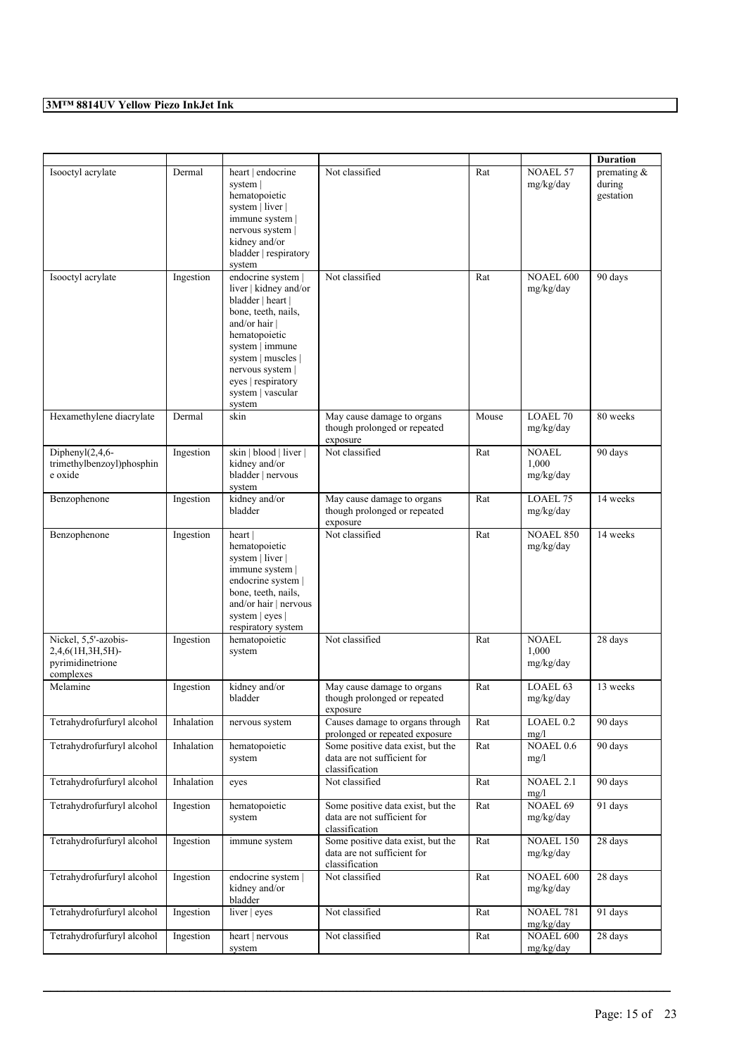**3M™ 8814UV Yellow Piezo InkJet Ink**

| | | | | | | Duration |
|---|---|---|---|---|---|---|
| Isooctyl acrylate | Dermal | heart \| endocrine system \| hematopoietic system \| liver \| immune system \| nervous system \| kidney and/or bladder \| respiratory system | Not classified | Rat | NOAEL 57 mg/kg/day | premating & during gestation |
| Isooctyl acrylate | Ingestion | endocrine system \| liver \| kidney and/or bladder \| heart \| bone, teeth, nails, and/or hair \| hematopoietic system \| immune system \| muscles \| nervous system \| eyes \| respiratory system \| vascular system | Not classified | Rat | NOAEL 600 mg/kg/day | 90 days |
| Hexamethylene diacrylate | Dermal | skin | May cause damage to organs though prolonged or repeated exposure | Mouse | LOAEL 70 mg/kg/day | 80 weeks |
| Diphenyl(2,4,6-trimethylbenzoyl)phosphine oxide | Ingestion | skin \| blood \| liver \| kidney and/or bladder \| nervous system | Not classified | Rat | NOAEL 1,000 mg/kg/day | 90 days |
| Benzophenone | Ingestion | kidney and/or bladder | May cause damage to organs though prolonged or repeated exposure | Rat | LOAEL 75 mg/kg/day | 14 weeks |
| Benzophenone | Ingestion | heart \| hematopoietic system \| liver \| immune system \| endocrine system \| bone, teeth, nails, and/or hair \| nervous system \| eyes \| respiratory system | Not classified | Rat | NOAEL 850 mg/kg/day | 14 weeks |
| Nickel, 5,5'-azobis-2,4,6(1H,3H,5H)-pyrimidinetrione complexes | Ingestion | hematopoietic system | Not classified | Rat | NOAEL 1,000 mg/kg/day | 28 days |
| Melamine | Ingestion | kidney and/or bladder | May cause damage to organs though prolonged or repeated exposure | Rat | LOAEL 63 mg/kg/day | 13 weeks |
| Tetrahydrofurfuryl alcohol | Inhalation | nervous system | Causes damage to organs through prolonged or repeated exposure | Rat | LOAEL 0.2 mg/l | 90 days |
| Tetrahydrofurfuryl alcohol | Inhalation | hematopoietic system | Some positive data exist, but the data are not sufficient for classification | Rat | NOAEL 0.6 mg/l | 90 days |
| Tetrahydrofurfuryl alcohol | Inhalation | eyes | Not classified | Rat | NOAEL 2.1 mg/l | 90 days |
| Tetrahydrofurfuryl alcohol | Ingestion | hematopoietic system | Some positive data exist, but the data are not sufficient for classification | Rat | NOAEL 69 mg/kg/day | 91 days |
| Tetrahydrofurfuryl alcohol | Ingestion | immune system | Some positive data exist, but the data are not sufficient for classification | Rat | NOAEL 150 mg/kg/day | 28 days |
| Tetrahydrofurfuryl alcohol | Ingestion | endocrine system \| kidney and/or bladder | Not classified | Rat | NOAEL 600 mg/kg/day | 28 days |
| Tetrahydrofurfuryl alcohol | Ingestion | liver \| eyes | Not classified | Rat | NOAEL 781 mg/kg/day | 91 days |
| Tetrahydrofurfuryl alcohol | Ingestion | heart \| nervous system | Not classified | Rat | NOAEL 600 mg/kg/day | 28 days |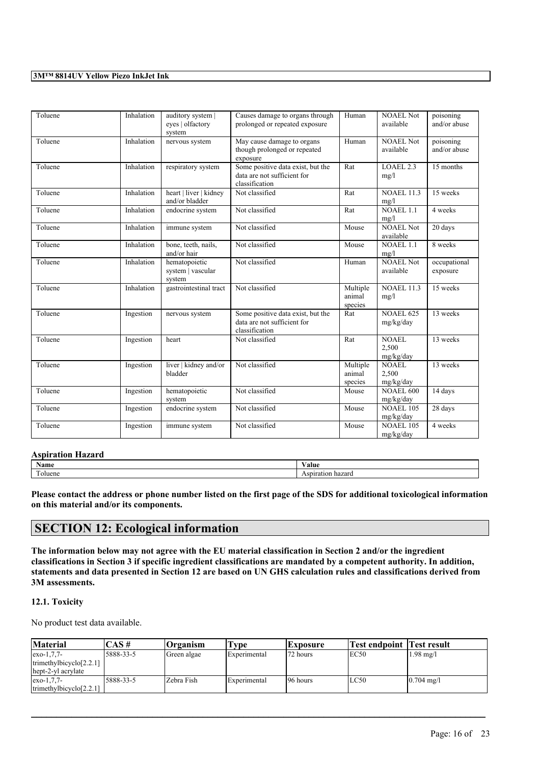| Toluene | Inhalation | auditory system \| eyes \| olfactory system | Causes damage to organs through prolonged or repeated exposure | Human | NOAEL Not available | poisoning and/or abuse |
|---|---|---|---|---|---|---|
| Toluene | Inhalation | nervous system | May cause damage to organs though prolonged or repeated exposure | Human | NOAEL Not available | poisoning and/or abuse |
| Toluene | Inhalation | respiratory system | Some positive data exist, but the data are not sufficient for classification | Rat | LOAEL 2.3 mg/l | 15 months |
| Toluene | Inhalation | heart \| liver \| kidney and/or bladder | Not classified | Rat | NOAEL 11.3 mg/l | 15 weeks |
| Toluene | Inhalation | endocrine system | Not classified | Rat | NOAEL 1.1 mg/l | 4 weeks |
| Toluene | Inhalation | immune system | Not classified | Mouse | NOAEL Not available | 20 days |
| Toluene | Inhalation | bone, teeth, nails, and/or hair | Not classified | Mouse | NOAEL 1.1 mg/l | 8 weeks |
| Toluene | Inhalation | hematopoietic system \| vascular system | Not classified | Human | NOAEL Not available | occupational exposure |
| Toluene | Inhalation | gastrointestinal tract | Not classified | Multiple animal species | NOAEL 11.3 mg/l | 15 weeks |
| Toluene | Ingestion | nervous system | Some positive data exist, but the data are not sufficient for classification | Rat | NOAEL 625 mg/kg/day | 13 weeks |
| Toluene | Ingestion | heart | Not classified | Rat | NOAEL 2,500 mg/kg/day | 13 weeks |
| Toluene | Ingestion | liver \| kidney and/or bladder | Not classified | Multiple animal species | NOAEL 2,500 mg/kg/day | 13 weeks |
| Toluene | Ingestion | hematopoietic system | Not classified | Mouse | NOAEL 600 mg/kg/day | 14 days |
| Toluene | Ingestion | endocrine system | Not classified | Mouse | NOAEL 105 mg/kg/day | 28 days |
| Toluene | Ingestion | immune system | Not classified | Mouse | NOAEL 105 mg/kg/day | 4 weeks |

### Aspiration Hazard

| Name | Value |
|---|---|
| Toluene | Aspiration hazard |

**Please contact the address or phone number listed on the first page of the SDS for additional toxicological information on this material and/or its components.**

## SECTION 12: Ecological information

**The information below may not agree with the EU material classification in Section 2 and/or the ingredient classifications in Section 3 if specific ingredient classifications are mandated by a competent authority. In addition, statements and data presented in Section 12 are based on UN GHS calculation rules and classifications derived from 3M assessments.**

### 12.1. Toxicity

No product test data available.

| Material | CAS # | Organism | Type | Exposure | Test endpoint | Test result |
|---|---|---|---|---|---|---|
| exo-1,7,7-trimethylbicyclo[2.2.1]hept-2-yl acrylate | 5888-33-5 | Green algae | Experimental | 72 hours | EC50 | 1.98 mg/l |
| exo-1,7,7-trimethylbicyclo[2.2.1] | 5888-33-5 | Zebra Fish | Experimental | 96 hours | LC50 | 0.704 mg/l |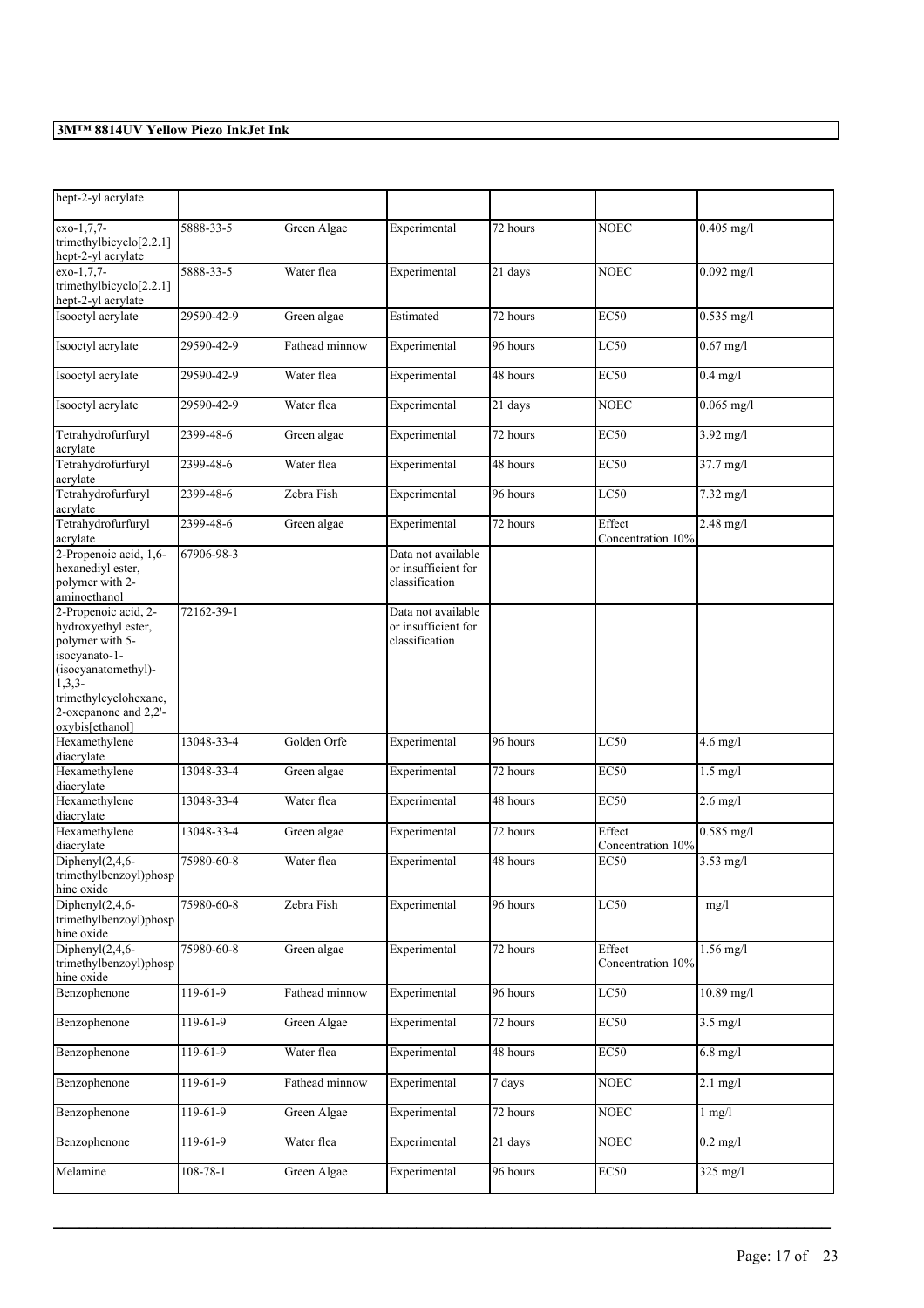| hept-2-yl acrylate | | | | | | |
|---|---|---|---|---|---|---|
| exo-1,7,7-trimethylbicyclo[2.2.1]hept-2-yl acrylate | 5888-33-5 | Green Algae | Experimental | 72 hours | NOEC | 0.405 mg/l |
| exo-1,7,7-trimethylbicyclo[2.2.1]hept-2-yl acrylate | 5888-33-5 | Water flea | Experimental | 21 days | NOEC | 0.092 mg/l |
| Isooctyl acrylate | 29590-42-9 | Green algae | Estimated | 72 hours | EC50 | 0.535 mg/l |
| Isooctyl acrylate | 29590-42-9 | Fathead minnow | Experimental | 96 hours | LC50 | 0.67 mg/l |
| Isooctyl acrylate | 29590-42-9 | Water flea | Experimental | 48 hours | EC50 | 0.4 mg/l |
| Isooctyl acrylate | 29590-42-9 | Water flea | Experimental | 21 days | NOEC | 0.065 mg/l |
| Tetrahydrofurfuryl acrylate | 2399-48-6 | Green algae | Experimental | 72 hours | EC50 | 3.92 mg/l |
| Tetrahydrofurfuryl acrylate | 2399-48-6 | Water flea | Experimental | 48 hours | EC50 | 37.7 mg/l |
| Tetrahydrofurfuryl acrylate | 2399-48-6 | Zebra Fish | Experimental | 96 hours | LC50 | 7.32 mg/l |
| Tetrahydrofurfuryl acrylate | 2399-48-6 | Green algae | Experimental | 72 hours | Effect Concentration 10% | 2.48 mg/l |
| 2-Propenoic acid, 1,6-hexanediyl ester, polymer with 2-aminoethanol | 67906-98-3 | | Data not available or insufficient for classification | | | |
| 2-Propenoic acid, 2-hydroxyethyl ester, polymer with 5-isocyanato-1-(isocyanatomethyl)-1,3,3-trimethylcyclohexane, 2-oxepanone and 2,2'-oxybis[ethanol] | 72162-39-1 | | Data not available or insufficient for classification | | | |
| Hexamethylene diacrylate | 13048-33-4 | Golden Orfe | Experimental | 96 hours | LC50 | 4.6 mg/l |
| Hexamethylene diacrylate | 13048-33-4 | Green algae | Experimental | 72 hours | EC50 | 1.5 mg/l |
| Hexamethylene diacrylate | 13048-33-4 | Water flea | Experimental | 48 hours | EC50 | 2.6 mg/l |
| Hexamethylene diacrylate | 13048-33-4 | Green algae | Experimental | 72 hours | Effect Concentration 10% | 0.585 mg/l |
| Diphenyl(2,4,6-trimethylbenzoyl)phosphine oxide | 75980-60-8 | Water flea | Experimental | 48 hours | EC50 | 3.53 mg/l |
| Diphenyl(2,4,6-trimethylbenzoyl)phosphine oxide | 75980-60-8 | Zebra Fish | Experimental | 96 hours | LC50 | mg/l |
| Diphenyl(2,4,6-trimethylbenzoyl)phosphine oxide | 75980-60-8 | Green algae | Experimental | 72 hours | Effect Concentration 10% | 1.56 mg/l |
| Benzophenone | 119-61-9 | Fathead minnow | Experimental | 96 hours | LC50 | 10.89 mg/l |
| Benzophenone | 119-61-9 | Green Algae | Experimental | 72 hours | EC50 | 3.5 mg/l |
| Benzophenone | 119-61-9 | Water flea | Experimental | 48 hours | EC50 | 6.8 mg/l |
| Benzophenone | 119-61-9 | Fathead minnow | Experimental | 7 days | NOEC | 2.1 mg/l |
| Benzophenone | 119-61-9 | Green Algae | Experimental | 72 hours | NOEC | 1 mg/l |
| Benzophenone | 119-61-9 | Water flea | Experimental | 21 days | NOEC | 0.2 mg/l |
| Melamine | 108-78-1 | Green Algae | Experimental | 96 hours | EC50 | 325 mg/l |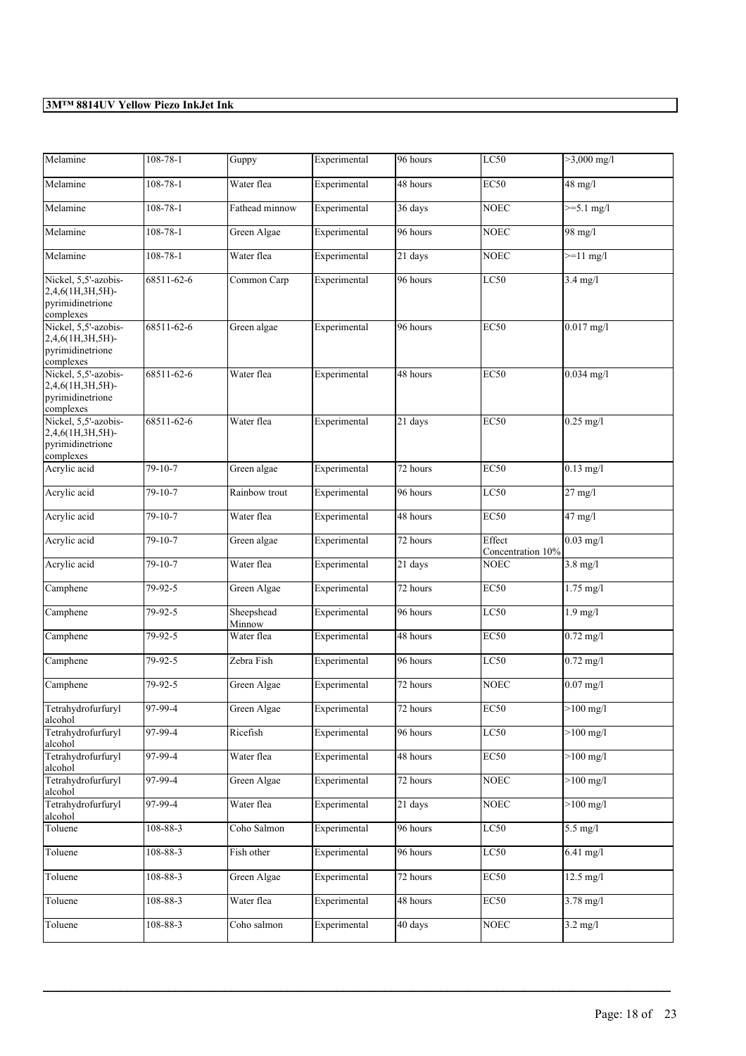| Melamine | 108-78-1 | Guppy | Experimental | 96 hours | LC50 | >3,000 mg/l |
|---|---|---|---|---|---|---|
| Melamine | 108-78-1 | Water flea | Experimental | 48 hours | EC50 | 48 mg/l |
| Melamine | 108-78-1 | Fathead minnow | Experimental | 36 days | NOEC | >=5.1 mg/l |
| Melamine | 108-78-1 | Green Algae | Experimental | 96 hours | NOEC | 98 mg/l |
| Melamine | 108-78-1 | Water flea | Experimental | 21 days | NOEC | >=11 mg/l |
| Nickel, 5,5'-azobis-2,4,6(1H,3H,5H)-pyrimidinetrione complexes | 68511-62-6 | Common Carp | Experimental | 96 hours | LC50 | 3.4 mg/l |
| Nickel, 5,5'-azobis-2,4,6(1H,3H,5H)-pyrimidinetrione complexes | 68511-62-6 | Green algae | Experimental | 96 hours | EC50 | 0.017 mg/l |
| Nickel, 5,5'-azobis-2,4,6(1H,3H,5H)-pyrimidinetrione complexes | 68511-62-6 | Water flea | Experimental | 48 hours | EC50 | 0.034 mg/l |
| Nickel, 5,5'-azobis-2,4,6(1H,3H,5H)-pyrimidinetrione complexes | 68511-62-6 | Water flea | Experimental | 21 days | EC50 | 0.25 mg/l |
| Acrylic acid | 79-10-7 | Green algae | Experimental | 72 hours | EC50 | 0.13 mg/l |
| Acrylic acid | 79-10-7 | Rainbow trout | Experimental | 96 hours | LC50 | 27 mg/l |
| Acrylic acid | 79-10-7 | Water flea | Experimental | 48 hours | EC50 | 47 mg/l |
| Acrylic acid | 79-10-7 | Green algae | Experimental | 72 hours | Effect Concentration 10% | 0.03 mg/l |
| Acrylic acid | 79-10-7 | Water flea | Experimental | 21 days | NOEC | 3.8 mg/l |
| Camphene | 79-92-5 | Green Algae | Experimental | 72 hours | EC50 | 1.75 mg/l |
| Camphene | 79-92-5 | Sheepshead Minnow | Experimental | 96 hours | LC50 | 1.9 mg/l |
| Camphene | 79-92-5 | Water flea | Experimental | 48 hours | EC50 | 0.72 mg/l |
| Camphene | 79-92-5 | Zebra Fish | Experimental | 96 hours | LC50 | 0.72 mg/l |
| Camphene | 79-92-5 | Green Algae | Experimental | 72 hours | NOEC | 0.07 mg/l |
| Tetrahydrofurfuryl alcohol | 97-99-4 | Green Algae | Experimental | 72 hours | EC50 | >100 mg/l |
| Tetrahydrofurfuryl alcohol | 97-99-4 | Ricefish | Experimental | 96 hours | LC50 | >100 mg/l |
| Tetrahydrofurfuryl alcohol | 97-99-4 | Water flea | Experimental | 48 hours | EC50 | >100 mg/l |
| Tetrahydrofurfuryl alcohol | 97-99-4 | Green Algae | Experimental | 72 hours | NOEC | >100 mg/l |
| Tetrahydrofurfuryl alcohol | 97-99-4 | Water flea | Experimental | 21 days | NOEC | >100 mg/l |
| Toluene | 108-88-3 | Coho Salmon | Experimental | 96 hours | LC50 | 5.5 mg/l |
| Toluene | 108-88-3 | Fish other | Experimental | 96 hours | LC50 | 6.41 mg/l |
| Toluene | 108-88-3 | Green Algae | Experimental | 72 hours | EC50 | 12.5 mg/l |
| Toluene | 108-88-3 | Water flea | Experimental | 48 hours | EC50 | 3.78 mg/l |
| Toluene | 108-88-3 | Coho salmon | Experimental | 40 days | NOEC | 3.2 mg/l |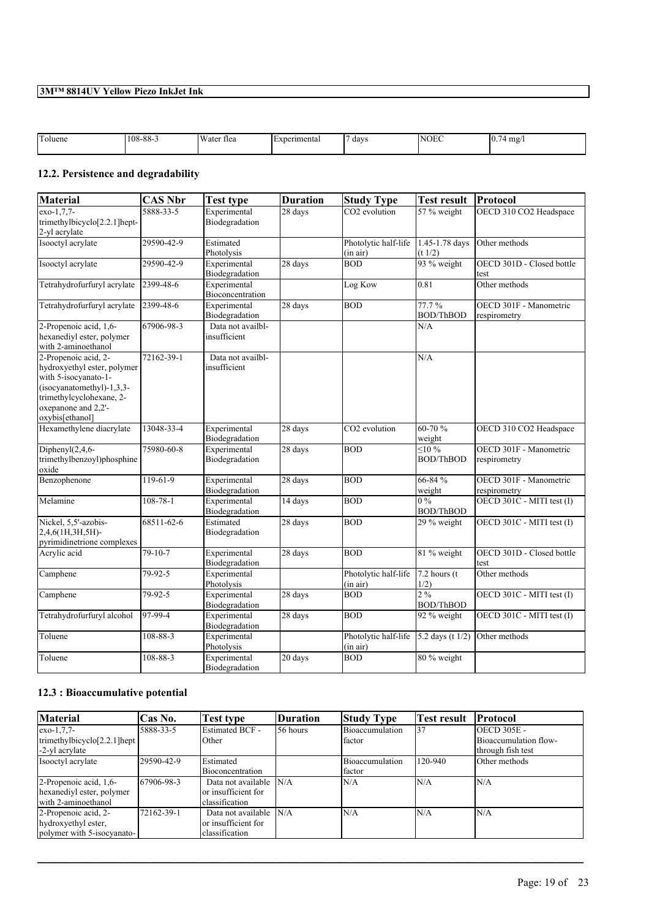| Toluene | 108-88-3 | Water flea | Experimental | 7 days | NOEC | 0.74 mg/l |
|---|---|---|---|---|---|---|

## 12.2. Persistence and degradability

| Material | CAS Nbr | Test type | Duration | Study Type | Test result | Protocol |
|---|---|---|---|---|---|---|
| exo-1,7,7-trimethylbicyclo[2.2.1]hept-2-yl acrylate | 5888-33-5 | Experimental Biodegradation | 28 days | $CO_2$ evolution | 57 % weight | OECD 310 $CO_2$ Headspace |
| Isooctyl acrylate | 29590-42-9 | Estimated Photolysis | | Photolytic half-life (in air) | 1.45-1.78 days (t 1/2) | Other methods |
| Isooctyl acrylate | 29590-42-9 | Experimental Biodegradation | 28 days | BOD | 93 % weight | OECD 301D - Closed bottle test |
| Tetrahydrofurfuryl acrylate | 2399-48-6 | Experimental Bioconcentration | | Log Kow | 0.81 | Other methods |
| Tetrahydrofurfuryl acrylate | 2399-48-6 | Experimental Biodegradation | 28 days | BOD | 77.7 % BOD/ThBOD | OECD 301F - Manometric respirometry |
| 2-Propenoic acid, 1,6-hexanediyl ester, polymer with 2-aminoethanol | 67906-98-3 | Data not availbl-insufficient | | | N/A | |
| 2-Propenoic acid, 2-hydroxyethyl ester, polymer with 5-isocyanato-1-(isocyanatomethyl)-1,3,3-trimethylcyclohexane, 2-oxepanone and 2,2'-oxybis[ethanol] | 72162-39-1 | Data not availbl-insufficient | | | N/A | |
| Hexamethylene diacrylate | 13048-33-4 | Experimental Biodegradation | 28 days | $CO_2$ evolution | 60-70 % weight | OECD 310 $CO_2$ Headspace |
| Diphenyl(2,4,6-trimethylbenzoyl)phosphine oxide | 75980-60-8 | Experimental Biodegradation | 28 days | BOD | ≤10 % BOD/ThBOD | OECD 301F - Manometric respirometry |
| Benzophenone | 119-61-9 | Experimental Biodegradation | 28 days | BOD | 66-84 % weight | OECD 301F - Manometric respirometry |
| Melamine | 108-78-1 | Experimental Biodegradation | 14 days | BOD | 0 % BOD/ThBOD | OECD 301C - MITI test (I) |
| Nickel, 5,5'-azobis-2,4,6(1H,3H,5H)-pyrimidinetrione complexes | 68511-62-6 | Estimated Biodegradation | 28 days | BOD | 29 % weight | OECD 301C - MITI test (I) |
| Acrylic acid | 79-10-7 | Experimental Biodegradation | 28 days | BOD | 81 % weight | OECD 301D - Closed bottle test |
| Camphene | 79-92-5 | Experimental Photolysis | | Photolytic half-life (in air) | 7.2 hours (t 1/2) | Other methods |
| Camphene | 79-92-5 | Experimental Biodegradation | 28 days | BOD | 2 % BOD/ThBOD | OECD 301C - MITI test (I) |
| Tetrahydrofurfuryl alcohol | 97-99-4 | Experimental Biodegradation | 28 days | BOD | 92 % weight | OECD 301C - MITI test (I) |
| Toluene | 108-88-3 | Experimental Photolysis | | Photolytic half-life (in air) | 5.2 days (t 1/2) | Other methods |
| Toluene | 108-88-3 | Experimental Biodegradation | 20 days | BOD | 80 % weight | |

## 12.3 : Bioaccumulative potential

| Material | Cas No. | Test type | Duration | Study Type | Test result | Protocol |
|---|---|---|---|---|---|---|
| exo-1,7,7-trimethylbicyclo[2.2.1]hept-2-yl acrylate | 5888-33-5 | Estimated BCF - Other | 56 hours | Bioaccumulation factor | 37 | OECD 305E - Bioaccumulation flow-through fish test |
| Isooctyl acrylate | 29590-42-9 | Estimated Bioconcentration | | Bioaccumulation factor | 120-940 | Other methods |
| 2-Propenoic acid, 1,6-hexanediyl ester, polymer with 2-aminoethanol | 67906-98-3 | Data not available or insufficient for classification | N/A | N/A | N/A | N/A |
| 2-Propenoic acid, 2-hydroxyethyl ester, polymer with 5-isocyanato- | 72162-39-1 | Data not available or insufficient for classification | N/A | N/A | N/A | N/A |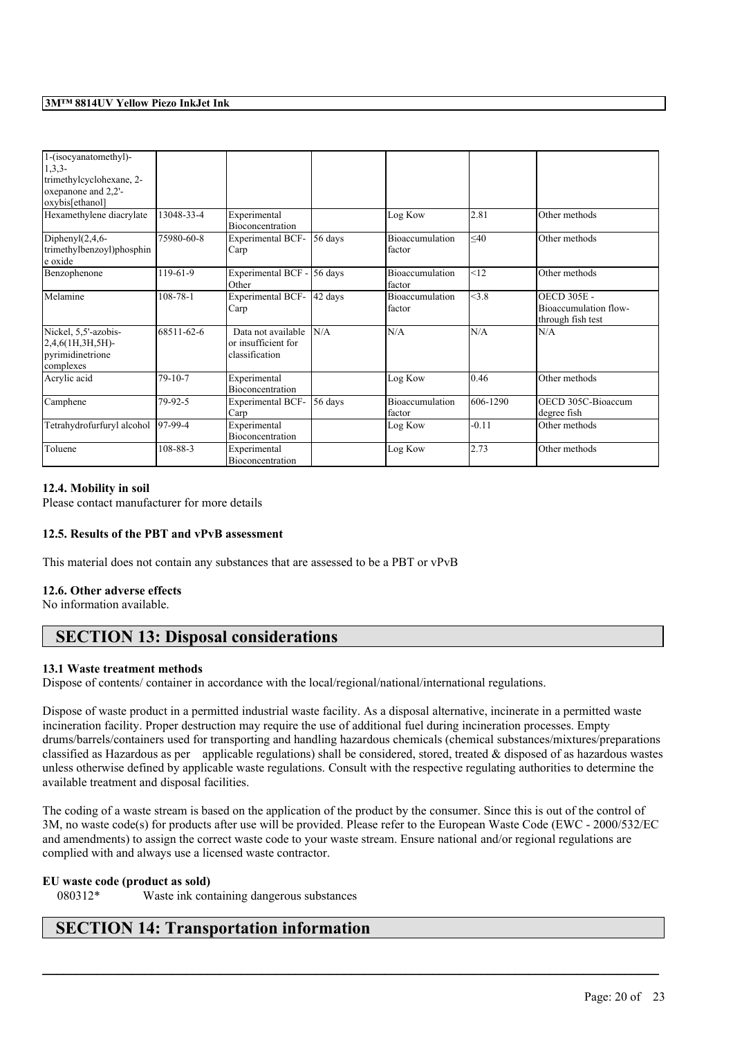| 1-(isocyanatomethyl)-1,3,3-trimethylcyclohexane, 2-oxepanone and 2,2'-oxybis[ethanol] | | | | | | |
|---|---|---|---|---|---|---|
| Hexamethylene diacrylate | 13048-33-4 | Experimental Bioconcentration | | Log Kow | 2.81 | Other methods |
| Diphenyl(2,4,6-trimethylbenzoyl)phosphine oxide | 75980-60-8 | Experimental BCF-Carp | 56 days | Bioaccumulation factor | ≤40 | Other methods |
| Benzophenone | 119-61-9 | Experimental BCF - Other | 56 days | Bioaccumulation factor | <12 | Other methods |
| Melamine | 108-78-1 | Experimental BCF-Carp | 42 days | Bioaccumulation factor | <3.8 | OECD 305E - Bioaccumulation flow-through fish test |
| Nickel, 5,5'-azobis-2,4,6(1H,3H,5H)-pyrimidinetrione complexes | 68511-62-6 | Data not available or insufficient for classification | N/A | N/A | N/A | N/A |
| Acrylic acid | 79-10-7 | Experimental Bioconcentration | | Log Kow | 0.46 | Other methods |
| Camphene | 79-92-5 | Experimental BCF-Carp | 56 days | Bioaccumulation factor | 606-1290 | OECD 305C-Bioaccum degree fish |
| Tetrahydrofurfuryl alcohol | 97-99-4 | Experimental Bioconcentration | | Log Kow | -0.11 | Other methods |
| Toluene | 108-88-3 | Experimental Bioconcentration | | Log Kow | 2.73 | Other methods |

**12.4. Mobility in soil**

Please contact manufacturer for more details

**12.5. Results of the PBT and vPvB assessment**

This material does not contain any substances that are assessed to be a PBT or vPvB

**12.6. Other adverse effects**

No information available.

## SECTION 13: Disposal considerations

**13.1 Waste treatment methods**

Dispose of contents/ container in accordance with the local/regional/national/international regulations.

Dispose of waste product in a permitted industrial waste facility. As a disposal alternative, incinerate in a permitted waste incineration facility. Proper destruction may require the use of additional fuel during incineration processes. Empty drums/barrels/containers used for transporting and handling hazardous chemicals (chemical substances/mixtures/preparations classified as Hazardous as per applicable regulations) shall be considered, stored, treated & disposed of as hazardous wastes unless otherwise defined by applicable waste regulations. Consult with the respective regulating authorities to determine the available treatment and disposal facilities.

The coding of a waste stream is based on the application of the product by the consumer. Since this is out of the control of 3M, no waste code(s) for products after use will be provided. Please refer to the European Waste Code (EWC - 2000/532/EC and amendments) to assign the correct waste code to your waste stream. Ensure national and/or regional regulations are complied with and always use a licensed waste contractor.

**EU waste code (product as sold)**

080312* Waste ink containing dangerous substances

## SECTION 14: Transportation information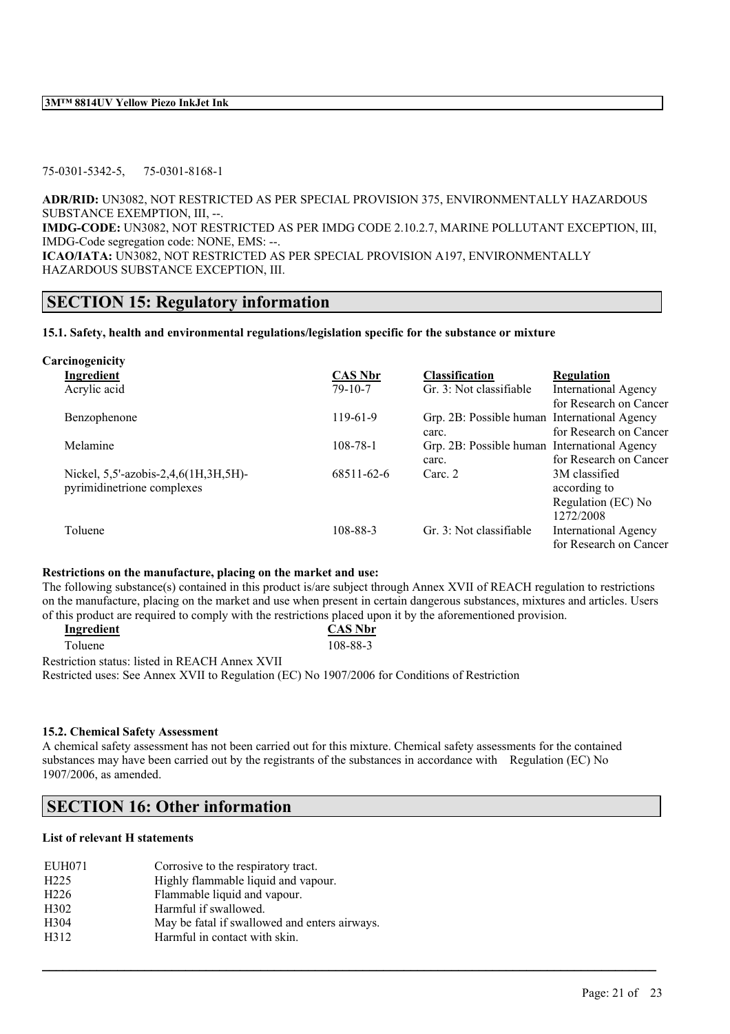75-0301-5342-5, 75-0301-8168-1

**ADR/RID:** UN3082, NOT RESTRICTED AS PER SPECIAL PROVISION 375, ENVIRONMENTALLY HAZARDOUS SUBSTANCE EXEMPTION, III, --.
**IMDG-CODE:** UN3082, NOT RESTRICTED AS PER IMDG CODE 2.10.2.7, MARINE POLLUTANT EXCEPTION, III, IMDG-Code segregation code: NONE, EMS: --.
**ICAO/IATA:** UN3082, NOT RESTRICTED AS PER SPECIAL PROVISION A197, ENVIRONMENTALLY HAZARDOUS SUBSTANCE EXCEPTION, III.

## SECTION 15: Regulatory information

**15.1. Safety, health and environmental regulations/legislation specific for the substance or mixture**

**Carcinogenicity**

| Ingredient | CAS Nbr | Classification | Regulation |
|---|---|---|---|
| Acrylic acid | 79-10-7 | Gr. 3: Not classifiable | International Agency for Research on Cancer |
| Benzophenone | 119-61-9 | Grp. 2B: Possible human carc. | International Agency for Research on Cancer |
| Melamine | 108-78-1 | Grp. 2B: Possible human carc. | International Agency for Research on Cancer |
| Nickel, 5,5'-azobis-2,4,6(1H,3H,5H)-pyrimidinetrione complexes | 68511-62-6 | Carc. 2 | 3M classified according to Regulation (EC) No 1272/2008 |
| Toluene | 108-88-3 | Gr. 3: Not classifiable | International Agency for Research on Cancer |

**Restrictions on the manufacture, placing on the market and use:**
The following substance(s) contained in this product is/are subject through Annex XVII of REACH regulation to restrictions on the manufacture, placing on the market and use when present in certain dangerous substances, mixtures and articles. Users of this product are required to comply with the restrictions placed upon it by the aforementioned provision.

| Ingredient | CAS Nbr |
|---|---|
| Toluene | 108-88-3 |

Restriction status: listed in REACH Annex XVII
Restricted uses: See Annex XVII to Regulation (EC) No 1907/2006 for Conditions of Restriction

**15.2. Chemical Safety Assessment**
A chemical safety assessment has not been carried out for this mixture. Chemical safety assessments for the contained substances may have been carried out by the registrants of the substances in accordance with Regulation (EC) No 1907/2006, as amended.

## SECTION 16: Other information

**List of relevant H statements**

| | |
|---|---|
| EUH071 | Corrosive to the respiratory tract. |
| H225 | Highly flammable liquid and vapour. |
| H226 | Flammable liquid and vapour. |
| H302 | Harmful if swallowed. |
| H304 | May be fatal if swallowed and enters airways. |
| H312 | Harmful in contact with skin. |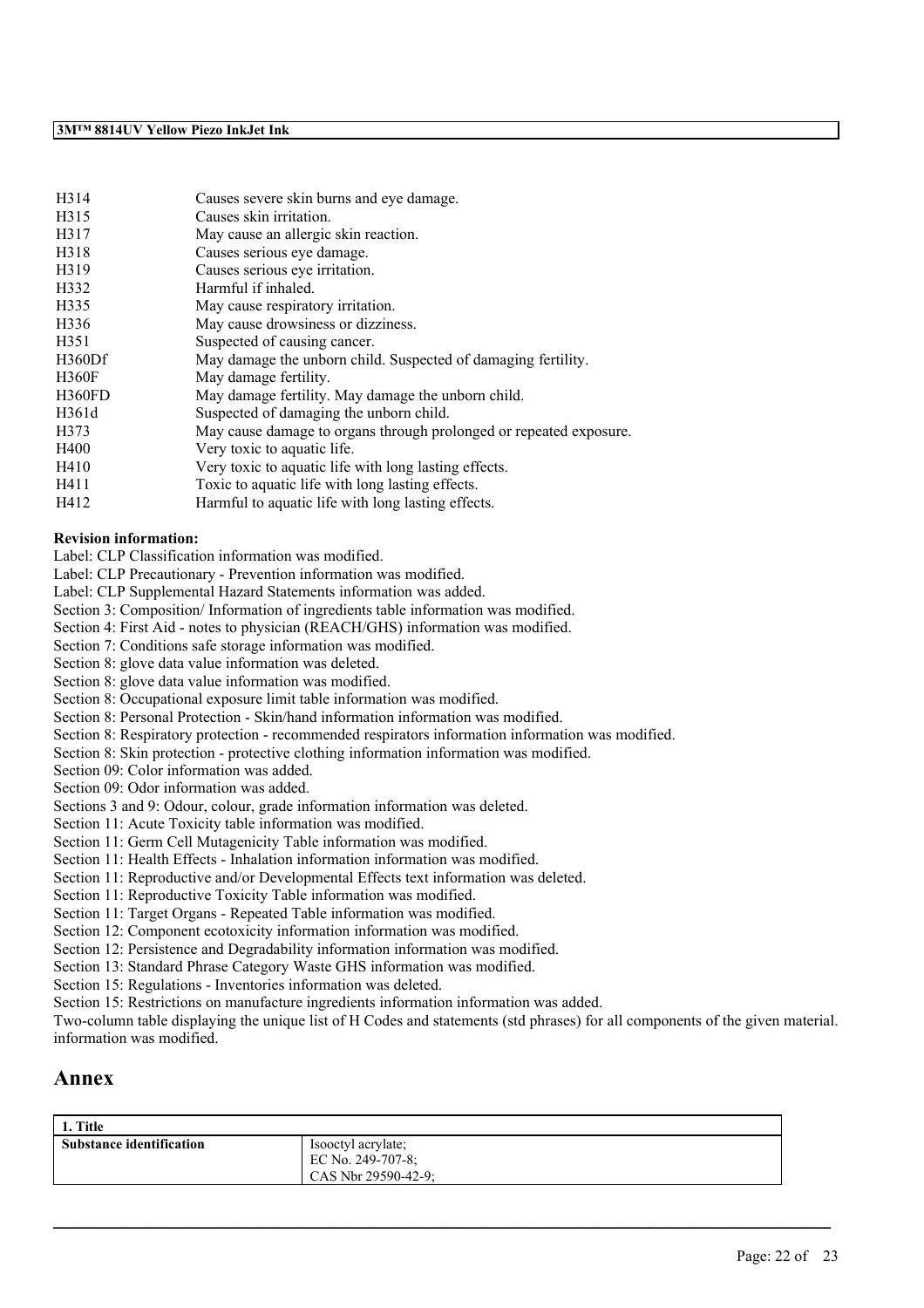| | |
|---|---|
| H314 | Causes severe skin burns and eye damage. |
| H315 | Causes skin irritation. |
| H317 | May cause an allergic skin reaction. |
| H318 | Causes serious eye damage. |
| H319 | Causes serious eye irritation. |
| H332 | Harmful if inhaled. |
| H335 | May cause respiratory irritation. |
| H336 | May cause drowsiness or dizziness. |
| H351 | Suspected of causing cancer. |
| H360Df | May damage the unborn child. Suspected of damaging fertility. |
| H360F | May damage fertility. |
| H360FD | May damage fertility. May damage the unborn child. |
| H361d | Suspected of damaging the unborn child. |
| H373 | May cause damage to organs through prolonged or repeated exposure. |
| H400 | Very toxic to aquatic life. |
| H410 | Very toxic to aquatic life with long lasting effects. |
| H411 | Toxic to aquatic life with long lasting effects. |
| H412 | Harmful to aquatic life with long lasting effects. |

**Revision information:**

Label: CLP Classification information was modified.
Label: CLP Precautionary - Prevention information was modified.
Label: CLP Supplemental Hazard Statements information was added.
Section 3: Composition/ Information of ingredients table information was modified.
Section 4: First Aid - notes to physician (REACH/GHS) information was modified.
Section 7: Conditions safe storage information was modified.
Section 8: glove data value information was deleted.
Section 8: glove data value information was modified.
Section 8: Occupational exposure limit table information was modified.
Section 8: Personal Protection - Skin/hand information information was modified.
Section 8: Respiratory protection - recommended respirators information information was modified.
Section 8: Skin protection - protective clothing information information was modified.
Section 09: Color information was added.
Section 09: Odor information was added.
Sections 3 and 9: Odour, colour, grade information information was deleted.
Section 11: Acute Toxicity table information was modified.
Section 11: Germ Cell Mutagenicity Table information was modified.
Section 11: Health Effects - Inhalation information information was modified.
Section 11: Reproductive and/or Developmental Effects text information was deleted.
Section 11: Reproductive Toxicity Table information was modified.
Section 11: Target Organs - Repeated Table information was modified.
Section 12: Component ecotoxicity information was modified.
Section 12: Persistence and Degradability information information was modified.
Section 13: Standard Phrase Category Waste GHS information was modified.
Section 15: Regulations - Inventories information was deleted.
Section 15: Restrictions on manufacture ingredients information information was added.
Two-column table displaying the unique list of H Codes and statements (std phrases) for all components of the given material. information was modified.

# Annex

| 1. Title | |
|---|---|
| **Substance identification** | Isooctyl acrylate;<br>EC No. 249-707-8;<br>CAS Nbr 29590-42-9; |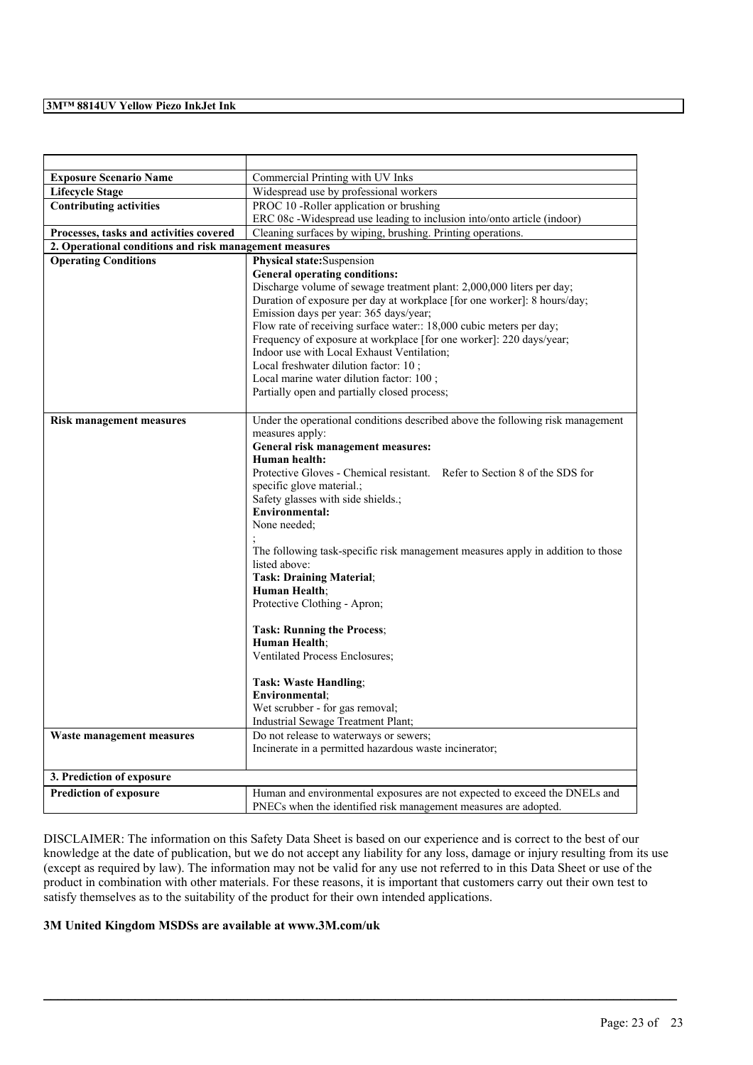| | |
|---|---|
| **Exposure Scenario Name** | Commercial Printing with UV Inks |
| **Lifecycle Stage** | Widespread use by professional workers |
| **Contributing activities** | PROC 10 -Roller application or brushing<br>ERC 08c -Widespread use leading to inclusion into/onto article (indoor) |
| **Processes, tasks and activities covered** | Cleaning surfaces by wiping, brushing. Printing operations. |
| **2. Operational conditions and risk management measures** | |
| **Operating Conditions** | **Physical state:**Suspension<br>**General operating conditions:**<br>Discharge volume of sewage treatment plant: 2,000,000 liters per day;<br>Duration of exposure per day at workplace [for one worker]: 8 hours/day;<br>Emission days per year: 365 days/year;<br>Flow rate of receiving surface water:: 18,000 cubic meters per day;<br>Frequency of exposure at workplace [for one worker]: 220 days/year;<br>Indoor use with Local Exhaust Ventilation;<br>Local freshwater dilution factor: 10 ;<br>Local marine water dilution factor: 100 ;<br>Partially open and partially closed process; |
| **Risk management measures** | Under the operational conditions described above the following risk management measures apply:<br>**General risk management measures:**<br>**Human health:**<br>Protective Gloves - Chemical resistant. Refer to Section 8 of the SDS for specific glove material.;<br>Safety glasses with side shields.;<br>**Environmental:**<br>None needed;<br>;<br>The following task-specific risk management measures apply in addition to those listed above:<br>**Task: Draining Material**;<br>**Human Health**;<br>Protective Clothing - Apron;<br><br>**Task: Running the Process**;<br>**Human Health**;<br>Ventilated Process Enclosures;<br><br>**Task: Waste Handling**;<br>**Environmental**;<br>Wet scrubber - for gas removal;<br>Industrial Sewage Treatment Plant; |
| **Waste management measures** | Do not release to waterways or sewers;<br>Incinerate in a permitted hazardous waste incinerator; |
| **3. Prediction of exposure** | |
| **Prediction of exposure** | Human and environmental exposures are not expected to exceed the DNELs and PNECs when the identified risk management measures are adopted. |

DISCLAIMER: The information on this Safety Data Sheet is based on our experience and is correct to the best of our knowledge at the date of publication, but we do not accept any liability for any loss, damage or injury resulting from its use (except as required by law). The information may not be valid for any use not referred to in this Data Sheet or use of the product in combination with other materials. For these reasons, it is important that customers carry out their own test to satisfy themselves as to the suitability of the product for their own intended applications.

**3M United Kingdom MSDSs are available at www.3M.com/uk**